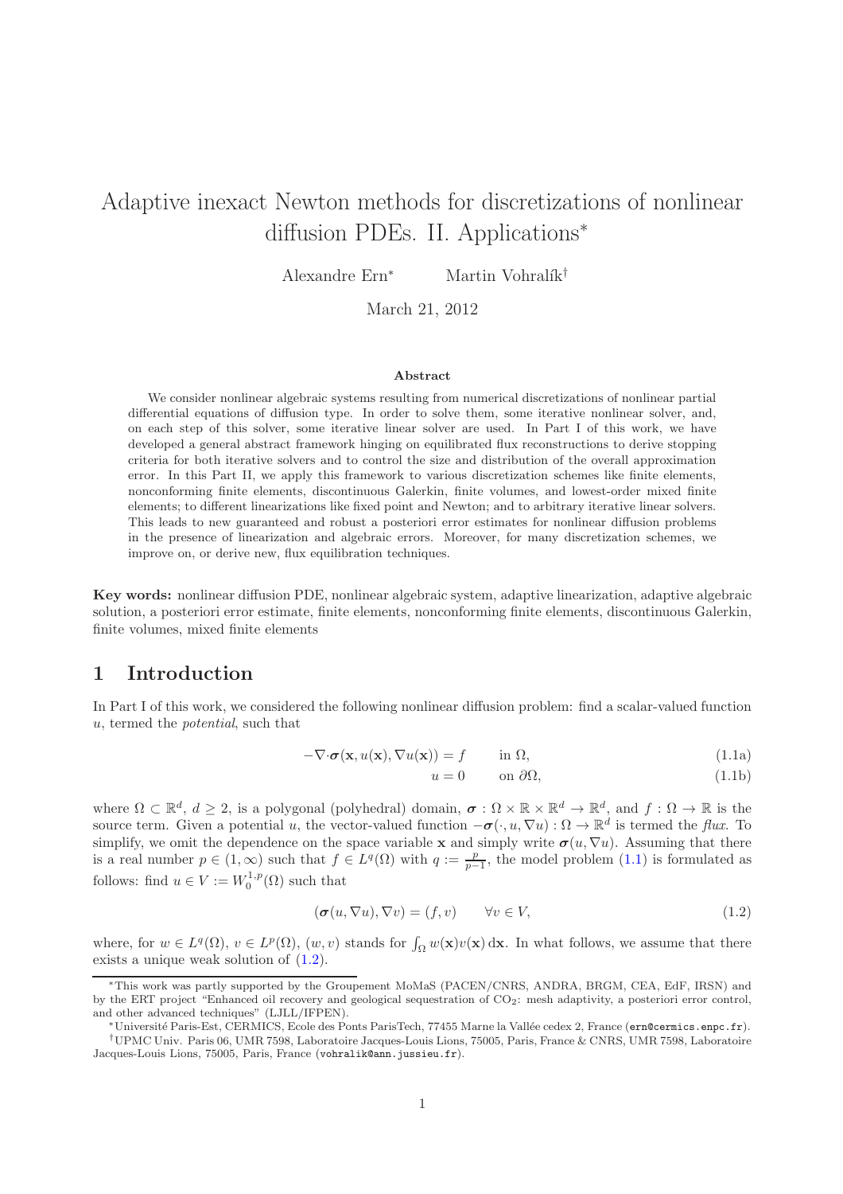# Adaptive inexact Newton methods for discretizations of nonlinear diffusion PDEs. II. Applications*

Alexandre Ern* Martin Vohralík†

March 21, 2012

### Abstract

We consider nonlinear algebraic systems resulting from numerical discretizations of nonlinear partial differential equations of diffusion type. In order to solve them, some iterative nonlinear solver, and, on each step of this solver, some iterative linear solver are used. In Part I of this work, we have developed a general abstract framework hinging on equilibrated flux reconstructions to derive stopping criteria for both iterative solvers and to control the size and distribution of the overall approximation error. In this Part II, we apply this framework to various discretization schemes like finite elements, nonconforming finite elements, discontinuous Galerkin, finite volumes, and lowest-order mixed finite elements; to different linearizations like fixed point and Newton; and to arbitrary iterative linear solvers. This leads to new guaranteed and robust a posteriori error estimates for nonlinear diffusion problems in the presence of linearization and algebraic errors. Moreover, for many discretization schemes, we improve on, or derive new, flux equilibration techniques.

**Key words:** nonlinear diffusion PDE, nonlinear algebraic system, adaptive linearization, adaptive algebraic solution, a posteriori error estimate, finite elements, nonconforming finite elements, discontinuous Galerkin, finite volumes, mixed finite elements

## 1 Introduction

In Part I of this work, we considered the following nonlinear diffusion problem: find a scalar-valued function $u$, termed the *potential*, such that

$$-\nabla\cdot\boldsymbol{\sigma}(\mathbf{x}, u(\mathbf{x}), \nabla u(\mathbf{x})) = f \qquad \text{in } \Omega, \tag{1.1a}$$

$$u = 0 \qquad \text{on } \partial\Omega, \tag{1.1b}$$

where $\Omega \subset \mathbb{R}^d$, $d \geq 2$, is a polygonal (polyhedral) domain, $\boldsymbol{\sigma} : \Omega \times \mathbb{R} \times \mathbb{R}^d \to \mathbb{R}^d$, and $f : \Omega \to \mathbb{R}$ is the source term. Given a potential $u$, the vector-valued function $-\boldsymbol{\sigma}(\cdot, u, \nabla u) : \Omega \to \mathbb{R}^d$ is termed the *flux*. To simplify, we omit the dependence on the space variable $\mathbf{x}$ and simply write $\boldsymbol{\sigma}(u, \nabla u)$. Assuming that there is a real number $p \in (1, \infty)$ such that $f \in L^q(\Omega)$ with $q := \frac{p}{p-1}$, the model problem (1.1) is formulated as follows: find $u \in V := W_0^{1,p}(\Omega)$ such that

$$(\boldsymbol{\sigma}(u, \nabla u), \nabla v) = (f, v) \qquad \forall v \in V, \tag{1.2}$$

where, for $w \in L^q(\Omega)$, $v \in L^p(\Omega)$, $(w, v)$ stands for $\int_\Omega w(\mathbf{x})v(\mathbf{x})\,\mathrm{d}\mathbf{x}$. In what follows, we assume that there exists a unique weak solution of (1.2).

---

*This work was partly supported by the Groupement MoMaS (PACEN/CNRS, ANDRA, BRGM, CEA, EdF, IRSN) and by the ERT project "Enhanced oil recovery and geological sequestration of $CO_2$: mesh adaptivity, a posteriori error control, and other advanced techniques" (LJLL/IFPEN).

*Université Paris-Est, CERMICS, Ecole des Ponts ParisTech, 77455 Marne la Vallée cedex 2, France (ern@cermics.enpc.fr).

†UPMC Univ. Paris 06, UMR 7598, Laboratoire Jacques-Louis Lions, 75005, Paris, France & CNRS, UMR 7598, Laboratoire Jacques-Louis Lions, 75005, Paris, France (vohralik@ann.jussieu.fr).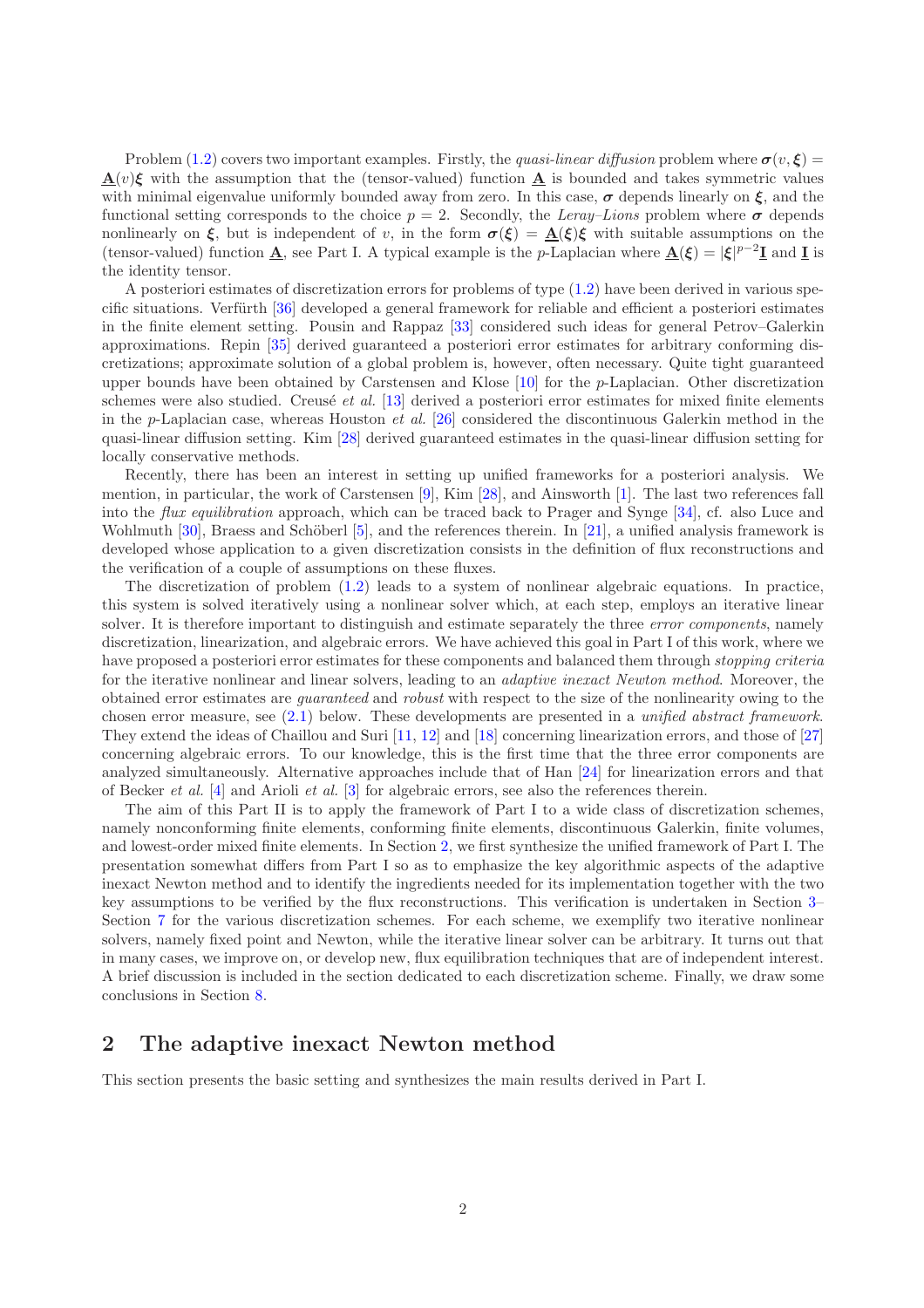Problem (1.2) covers two important examples. Firstly, the *quasi-linear diffusion* problem where $\boldsymbol{\sigma}(v, \boldsymbol{\xi}) = \underline{\mathbf{A}}(v)\boldsymbol{\xi}$ with the assumption that the (tensor-valued) function $\underline{\mathbf{A}}$ is bounded and takes symmetric values with minimal eigenvalue uniformly bounded away from zero. In this case, $\boldsymbol{\sigma}$ depends linearly on $\boldsymbol{\xi}$, and the functional setting corresponds to the choice $p = 2$. Secondly, the *Leray–Lions* problem where $\boldsymbol{\sigma}$ depends nonlinearly on $\boldsymbol{\xi}$, but is independent of $v$, in the form $\boldsymbol{\sigma}(\boldsymbol{\xi}) = \underline{\mathbf{A}}(\boldsymbol{\xi})\boldsymbol{\xi}$ with suitable assumptions on the (tensor-valued) function $\underline{\mathbf{A}}$, see Part I. A typical example is the $p$-Laplacian where $\underline{\mathbf{A}}(\boldsymbol{\xi}) = |\boldsymbol{\xi}|^{p-2}\underline{\mathbf{I}}$ and $\underline{\mathbf{I}}$ is the identity tensor.

A posteriori estimates of discretization errors for problems of type (1.2) have been derived in various specific situations. Verfürth [36] developed a general framework for reliable and efficient a posteriori estimates in the finite element setting. Pousin and Rappaz [33] considered such ideas for general Petrov–Galerkin approximations. Repin [35] derived guaranteed a posteriori error estimates for arbitrary conforming discretizations; approximate solution of a global problem is, however, often necessary. Quite tight guaranteed upper bounds have been obtained by Carstensen and Klose [10] for the $p$-Laplacian. Other discretization schemes were also studied. Creusé *et al.* [13] derived a posteriori error estimates for mixed finite elements in the $p$-Laplacian case, whereas Houston *et al.* [26] considered the discontinuous Galerkin method in the quasi-linear diffusion setting. Kim [28] derived guaranteed estimates in the quasi-linear diffusion setting for locally conservative methods.

Recently, there has been an interest in setting up unified frameworks for a posteriori analysis. We mention, in particular, the work of Carstensen [9], Kim [28], and Ainsworth [1]. The last two references fall into the *flux equilibration* approach, which can be traced back to Prager and Synge [34], cf. also Luce and Wohlmuth [30], Braess and Schöberl [5], and the references therein. In [21], a unified analysis framework is developed whose application to a given discretization consists in the definition of flux reconstructions and the verification of a couple of assumptions on these fluxes.

The discretization of problem (1.2) leads to a system of nonlinear algebraic equations. In practice, this system is solved iteratively using a nonlinear solver which, at each step, employs an iterative linear solver. It is therefore important to distinguish and estimate separately the three *error components*, namely discretization, linearization, and algebraic errors. We have achieved this goal in Part I of this work, where we have proposed a posteriori error estimates for these components and balanced them through *stopping criteria* for the iterative nonlinear and linear solvers, leading to an *adaptive inexact Newton method*. Moreover, the obtained error estimates are *guaranteed* and *robust* with respect to the size of the nonlinearity owing to the chosen error measure, see (2.1) below. These developments are presented in a *unified abstract framework*. They extend the ideas of Chaillou and Suri [11, 12] and [18] concerning linearization errors, and those of [27] concerning algebraic errors. To our knowledge, this is the first time that the three error components are analyzed simultaneously. Alternative approaches include that of Han [24] for linearization errors and that of Becker *et al.* [4] and Arioli *et al.* [3] for algebraic errors, see also the references therein.

The aim of this Part II is to apply the framework of Part I to a wide class of discretization schemes, namely nonconforming finite elements, conforming finite elements, discontinuous Galerkin, finite volumes, and lowest-order mixed finite elements. In Section 2, we first synthesize the unified framework of Part I. The presentation somewhat differs from Part I so as to emphasize the key algorithmic aspects of the adaptive inexact Newton method and to identify the ingredients needed for its implementation together with the two key assumptions to be verified by the flux reconstructions. This verification is undertaken in Section 3–Section 7 for the various discretization schemes. For each scheme, we exemplify two iterative nonlinear solvers, namely fixed point and Newton, while the iterative linear solver can be arbitrary. It turns out that in many cases, we improve on, or develop new, flux equilibration techniques that are of independent interest. A brief discussion is included in the section dedicated to each discretization scheme. Finally, we draw some conclusions in Section 8.

## 2 The adaptive inexact Newton method

This section presents the basic setting and synthesizes the main results derived in Part I.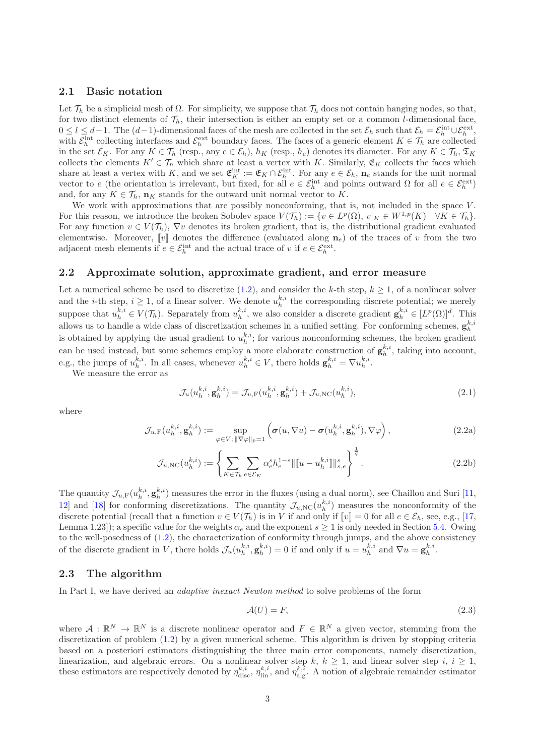## 2.1 Basic notation

Let $\mathcal{T}_h$ be a simplicial mesh of $\Omega$. For simplicity, we suppose that $\mathcal{T}_h$ does not contain hanging nodes, so that, for two distinct elements of $\mathcal{T}_h$, their intersection is either an empty set or a common $l$-dimensional face, $0 \leq l \leq d-1$. The $(d-1)$-dimensional faces of the mesh are collected in the set $\mathcal{E}_h$ such that $\mathcal{E}_h = \mathcal{E}_h^{\rm int} \cup \mathcal{E}_h^{\rm ext}$, with $\mathcal{E}_h^{\rm int}$ collecting interfaces and $\mathcal{E}_h^{\rm ext}$ boundary faces. The faces of a generic element $K \in \mathcal{T}_h$ are collected in the set $\mathcal{E}_K$. For any $K \in \mathcal{T}_h$ (resp., any $e \in \mathcal{E}_h$), $h_K$ (resp., $h_e$) denotes its diameter. For any $K \in \mathcal{T}_h$, $\mathfrak{T}_K$ collects the elements $K' \in \mathcal{T}_h$ which share at least a vertex with $K$. Similarly, $\mathfrak{E}_K$ collects the faces which share at least a vertex with $K$, and we set $\mathfrak{E}_K^{\rm int} := \mathfrak{E}_K \cap \mathcal{E}_h^{\rm int}$. For any $e \in \mathcal{E}_h$, $\mathbf{n}_e$ stands for the unit normal vector to $e$ (the orientation is irrelevant, but fixed, for all $e \in \mathcal{E}_h^{\rm int}$ and points outward $\Omega$ for all $e \in \mathcal{E}_h^{\rm ext}$) and, for any $K \in \mathcal{T}_h$, $\mathbf{n}_K$ stands for the outward unit normal vector to $K$.

We work with approximations that are possibly nonconforming, that is, not included in the space $V$. For this reason, we introduce the broken Sobolev space $V(\mathcal{T}_h) := \{v \in L^p(\Omega),\ v|_K \in W^{1,p}(K) \quad \forall K \in \mathcal{T}_h\}$. For any function $v \in V(\mathcal{T}_h)$, $\nabla v$ denotes its broken gradient, that is, the distributional gradient evaluated elementwise. Moreover, $[\![v]\!]$ denotes the difference (evaluated along $\mathbf{n}_e$) of the traces of $v$ from the two adjacent mesh elements if $e \in \mathcal{E}_h^{\rm int}$ and the actual trace of $v$ if $e \in \mathcal{E}_h^{\rm ext}$.

## 2.2 Approximate solution, approximate gradient, and error measure

Let a numerical scheme be used to discretize (1.2), and consider the $k$-th step, $k \geq 1$, of a nonlinear solver and the $i$-th step, $i \geq 1$, of a linear solver. We denote $u_h^{k,i}$ the corresponding discrete potential; we merely suppose that $u_h^{k,i} \in V(\mathcal{T}_h)$. Separately from $u_h^{k,i}$, we also consider a discrete gradient $\mathbf{g}_h^{k,i} \in [L^p(\Omega)]^d$. This allows us to handle a wide class of discretization schemes in a unified setting. For conforming schemes, $\mathbf{g}_h^{k,i}$ is obtained by applying the usual gradient to $u_h^{k,i}$; for various nonconforming schemes, the broken gradient can be used instead, but some schemes employ a more elaborate construction of $\mathbf{g}_h^{k,i}$, taking into account, e.g., the jumps of $u_h^{k,i}$. In all cases, whenever $u_h^{k,i} \in V$, there holds $\mathbf{g}_h^{k,i} = \nabla u_h^{k,i}$.

We measure the error as

$$\mathcal{J}_u(u_h^{k,i}, \mathbf{g}_h^{k,i}) = \mathcal{J}_{u,\rm F}(u_h^{k,i}, \mathbf{g}_h^{k,i}) + \mathcal{J}_{u,\rm NC}(u_h^{k,i}), \tag{2.1}$$

where

$$\mathcal{J}_{u,\rm F}(u_h^{k,i}, \mathbf{g}_h^{k,i}) := \sup_{\varphi \in V;\, \|\nabla\varphi\|_p = 1} \left( \boldsymbol{\sigma}(u, \nabla u) - \boldsymbol{\sigma}(u_h^{k,i}, \mathbf{g}_h^{k,i}), \nabla\varphi \right), \tag{2.2a}$$

$$\mathcal{J}_{u,\rm NC}(u_h^{k,i}) := \left\{ \sum_{K \in \mathcal{T}_h} \sum_{e \in \mathcal{E}_K} \alpha_e^s h_e^{1-s} \|[\![u - u_h^{k,i}]\!]\|_{s,e}^s \right\}^{\frac{1}{q}}. \tag{2.2b}$$

The quantity $\mathcal{J}_{u,\rm F}(u_h^{k,i}, \mathbf{g}_h^{k,i})$ measures the error in the fluxes (using a dual norm), see Chaillou and Suri [11, 12] and [18] for conforming discretizations. The quantity $\mathcal{J}_{u,\rm NC}(u_h^{k,i})$ measures the nonconformity of the discrete potential (recall that a function $v \in V(\mathcal{T}_h)$ is in $V$ if and only if $[\![v]\!] = 0$ for all $e \in \mathcal{E}_h$, see, e.g., [17, Lemma 1.23]); a specific value for the weights $\alpha_e$ and the exponent $s \geq 1$ is only needed in Section 5.4. Owing to the well-posedness of (1.2), the characterization of conformity through jumps, and the above consistency of the discrete gradient in $V$, there holds $\mathcal{J}_u(u_h^{k,i}, \mathbf{g}_h^{k,i}) = 0$ if and only if $u = u_h^{k,i}$ and $\nabla u = \mathbf{g}_h^{k,i}$.

## 2.3 The algorithm

In Part I, we have derived an *adaptive inexact Newton method* to solve problems of the form

$$\mathcal{A}(U) = F, \tag{2.3}$$

where $\mathcal{A} : \mathbb{R}^N \to \mathbb{R}^N$ is a discrete nonlinear operator and $F \in \mathbb{R}^N$ a given vector, stemming from the discretization of (1.2) by a given numerical scheme. This algorithm is driven by stopping criteria based on a posteriori estimators distinguishing the three main error components, namely discretization, linearization, and algebraic errors. On a nonlinear solver step $k$, $k \geq 1$, and linear solver step $i$, $i \geq 1$, these estimators are respectively denoted by $\eta_{\rm disc}^{k,i}$, $\eta_{\rm lin}^{k,i}$, and $\eta_{\rm alg}^{k,i}$. A notion of algebraic remainder estimator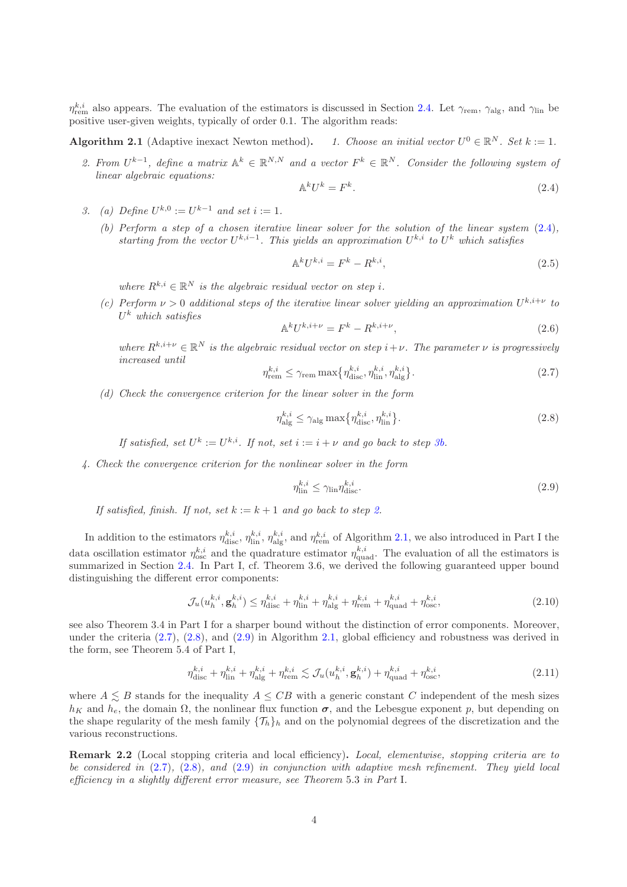$\eta_{\mathrm{rem}}^{k,i}$ also appears. The evaluation of the estimators is discussed in Section 2.4. Let $\gamma_{\mathrm{rem}}$, $\gamma_{\mathrm{alg}}$, and $\gamma_{\mathrm{lin}}$ be positive user-given weights, typically of order 0.1. The algorithm reads:

**Algorithm 2.1** (Adaptive inexact Newton method)**.** *1. Choose an initial vector $U^0 \in \mathbb{R}^N$. Set $k := 1$.*

*2. From $U^{k-1}$, define a matrix $\mathbb{A}^k \in \mathbb{R}^{N,N}$ and a vector $F^k \in \mathbb{R}^N$. Consider the following system of linear algebraic equations:*

$$\mathbb{A}^k U^k = F^k. \tag{2.4}$$

*3. (a) Define $U^{k,0} := U^{k-1}$ and set $i := 1$.*

*(b) Perform a step of a chosen iterative linear solver for the solution of the linear system (2.4), starting from the vector $U^{k,i-1}$. This yields an approximation $U^{k,i}$ to $U^k$ which satisfies*

$$\mathbb{A}^k U^{k,i} = F^k - R^{k,i}, \tag{2.5}$$

*where $R^{k,i} \in \mathbb{R}^N$ is the algebraic residual vector on step $i$.*

*(c) Perform $\nu > 0$ additional steps of the iterative linear solver yielding an approximation $U^{k,i+\nu}$ to $U^k$ which satisfies*

$$\mathbb{A}^k U^{k,i+\nu} = F^k - R^{k,i+\nu}, \tag{2.6}$$

*where $R^{k,i+\nu} \in \mathbb{R}^N$ is the algebraic residual vector on step $i+\nu$. The parameter $\nu$ is progressively increased until*

$$\eta_{\mathrm{rem}}^{k,i} \leq \gamma_{\mathrm{rem}} \max\{\eta_{\mathrm{disc}}^{k,i}, \eta_{\mathrm{lin}}^{k,i}, \eta_{\mathrm{alg}}^{k,i}\}. \tag{2.7}$$

*(d) Check the convergence criterion for the linear solver in the form*

$$\eta_{\mathrm{alg}}^{k,i} \leq \gamma_{\mathrm{alg}} \max\{\eta_{\mathrm{disc}}^{k,i}, \eta_{\mathrm{lin}}^{k,i}\}. \tag{2.8}$$

*If satisfied, set $U^k := U^{k,i}$. If not, set $i := i + \nu$ and go back to step 3b.*

*4. Check the convergence criterion for the nonlinear solver in the form*

$$\eta_{\mathrm{lin}}^{k,i} \leq \gamma_{\mathrm{lin}} \eta_{\mathrm{disc}}^{k,i}. \tag{2.9}$$

*If satisfied, finish. If not, set $k := k + 1$ and go back to step 2.*

In addition to the estimators $\eta_{\mathrm{disc}}^{k,i}$, $\eta_{\mathrm{lin}}^{k,i}$, $\eta_{\mathrm{alg}}^{k,i}$, and $\eta_{\mathrm{rem}}^{k,i}$ of Algorithm 2.1, we also introduced in Part I the data oscillation estimator $\eta_{\mathrm{osc}}^{k,i}$ and the quadrature estimator $\eta_{\mathrm{quad}}^{k,i}$. The evaluation of all the estimators is summarized in Section 2.4. In Part I, cf. Theorem 3.6, we derived the following guaranteed upper bound distinguishing the different error components:

$$\mathcal{J}_u(u_h^{k,i}, \mathbf{g}_h^{k,i}) \leq \eta_{\mathrm{disc}}^{k,i} + \eta_{\mathrm{lin}}^{k,i} + \eta_{\mathrm{alg}}^{k,i} + \eta_{\mathrm{rem}}^{k,i} + \eta_{\mathrm{quad}}^{k,i} + \eta_{\mathrm{osc}}^{k,i}, \tag{2.10}$$

see also Theorem 3.4 in Part I for a sharper bound without the distinction of error components. Moreover, under the criteria (2.7), (2.8), and (2.9) in Algorithm 2.1, global efficiency and robustness was derived in the form, see Theorem 5.4 of Part I,

$$\eta_{\mathrm{disc}}^{k,i} + \eta_{\mathrm{lin}}^{k,i} + \eta_{\mathrm{alg}}^{k,i} + \eta_{\mathrm{rem}}^{k,i} \lesssim \mathcal{J}_u(u_h^{k,i}, \mathbf{g}_h^{k,i}) + \eta_{\mathrm{quad}}^{k,i} + \eta_{\mathrm{osc}}^{k,i}, \tag{2.11}$$

where $A \lesssim B$ stands for the inequality $A \leq CB$ with a generic constant $C$ independent of the mesh sizes $h_K$ and $h_e$, the domain $\Omega$, the nonlinear flux function $\boldsymbol{\sigma}$, and the Lebesgue exponent $p$, but depending on the shape regularity of the mesh family $\{\mathcal{T}_h\}_h$ and on the polynomial degrees of the discretization and the various reconstructions.

**Remark 2.2** (Local stopping criteria and local efficiency)**.** *Local, elementwise, stopping criteria are to be considered in (2.7), (2.8), and (2.9) in conjunction with adaptive mesh refinement. They yield local efficiency in a slightly different error measure, see Theorem 5.3 in Part I.*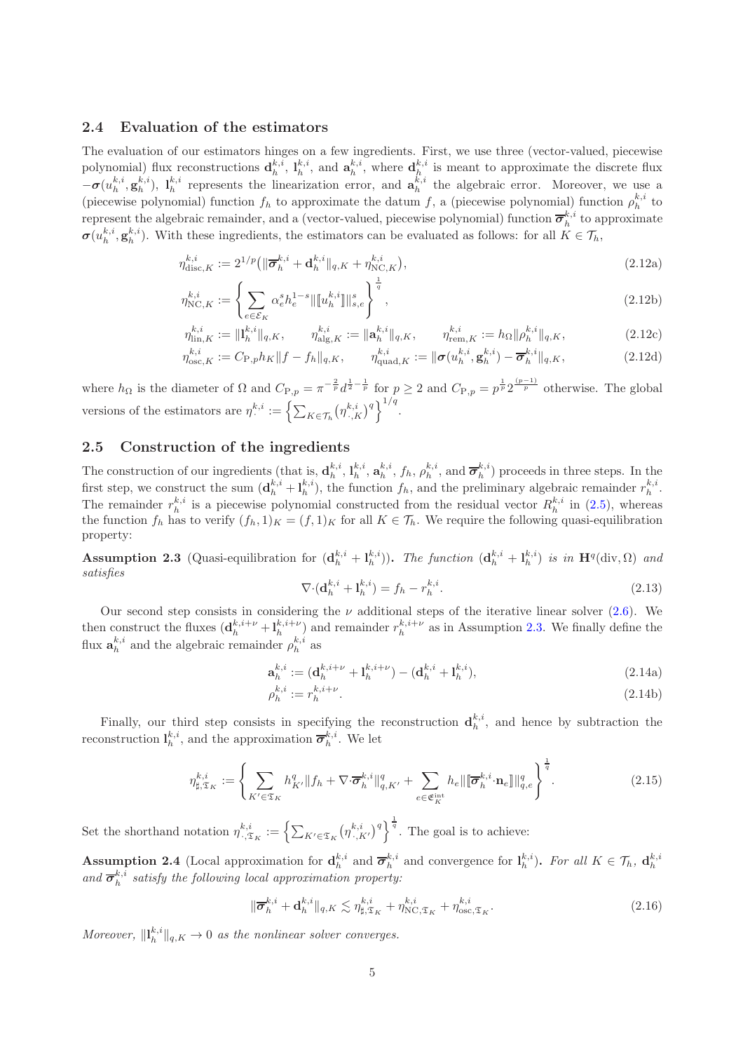### 2.4 Evaluation of the estimators

The evaluation of our estimators hinges on a few ingredients. First, we use three (vector-valued, piecewise polynomial) flux reconstructions $\mathbf{d}_h^{k,i}$, $\mathbf{l}_h^{k,i}$, and $\mathbf{a}_h^{k,i}$, where $\mathbf{d}_h^{k,i}$ is meant to approximate the discrete flux $-\boldsymbol{\sigma}(u_h^{k,i}, \mathbf{g}_h^{k,i})$, $\mathbf{l}_h^{k,i}$ represents the linearization error, and $\mathbf{a}_h^{k,i}$ the algebraic error. Moreover, we use a (piecewise polynomial) function $f_h$ to approximate the datum $f$, a (piecewise polynomial) function $\rho_h^{k,i}$ to represent the algebraic remainder, and a (vector-valued, piecewise polynomial) function $\overline{\boldsymbol{\sigma}}_h^{k,i}$ to approximate $\boldsymbol{\sigma}(u_h^{k,i}, \mathbf{g}_h^{k,i})$. With these ingredients, the estimators can be evaluated as follows: for all $K \in \mathcal{T}_h$,

$$\eta_{\mathrm{disc},K}^{k,i} := 2^{1/p}\big(\|\overline{\boldsymbol{\sigma}}_h^{k,i} + \mathbf{d}_h^{k,i}\|_{q,K} + \eta_{\mathrm{NC},K}^{k,i}\big), \tag{2.12a}$$

$$\eta_{\mathrm{NC},K}^{k,i} := \left\{ \sum_{e \in \mathcal{E}_K} \alpha_e^s h_e^{1-s} \|[\![u_h^{k,i}]\!]\|_{s,e}^s \right\}^{\frac{1}{q}}, \tag{2.12b}$$

$$\eta_{\mathrm{lin},K}^{k,i} := \|\mathbf{l}_h^{k,i}\|_{q,K}, \qquad \eta_{\mathrm{alg},K}^{k,i} := \|\mathbf{a}_h^{k,i}\|_{q,K}, \qquad \eta_{\mathrm{rem},K}^{k,i} := h_\Omega \|\rho_h^{k,i}\|_{q,K}, \tag{2.12c}$$

$$\eta_{\mathrm{osc},K}^{k,i} := C_{\mathrm{P},p} h_K \|f - f_h\|_{q,K}, \qquad \eta_{\mathrm{quad},K}^{k,i} := \|\boldsymbol{\sigma}(u_h^{k,i}, \mathbf{g}_h^{k,i}) - \overline{\boldsymbol{\sigma}}_h^{k,i}\|_{q,K}, \tag{2.12d}$$

where $h_\Omega$ is the diameter of $\Omega$ and $C_{\mathrm{P},p} = \pi^{-\frac{2}{p}} d^{\frac{1}{2}-\frac{1}{p}}$ for $p \geq 2$ and $C_{\mathrm{P},p} = p^{\frac{1}{p}} 2^{\frac{(p-1)}{p}}$ otherwise. The global versions of the estimators are $\eta_{\cdot}^{k,i} := \left\{ \sum_{K \in \mathcal{T}_h} \big(\eta_{\cdot,K}^{k,i}\big)^q \right\}^{1/q}$.

### 2.5 Construction of the ingredients

The construction of our ingredients (that is, $\mathbf{d}_h^{k,i}$, $\mathbf{l}_h^{k,i}$, $\mathbf{a}_h^{k,i}$, $f_h$, $\rho_h^{k,i}$, and $\overline{\boldsymbol{\sigma}}_h^{k,i}$) proceeds in three steps. In the first step, we construct the sum $(\mathbf{d}_h^{k,i} + \mathbf{l}_h^{k,i})$, the function $f_h$, and the preliminary algebraic remainder $r_h^{k,i}$. The remainder $r_h^{k,i}$ is a piecewise polynomial constructed from the residual vector $R_h^{k,i}$ in (2.5), whereas the function $f_h$ has to verify $(f_h, 1)_K = (f, 1)_K$ for all $K \in \mathcal{T}_h$. We require the following quasi-equilibration property:

**Assumption 2.3** (Quasi-equilibration for $(\mathbf{d}_h^{k,i} + \mathbf{l}_h^{k,i})$)**.** *The function $(\mathbf{d}_h^{k,i} + \mathbf{l}_h^{k,i})$ is in $\mathbf{H}^q(\mathrm{div}, \Omega)$ and satisfies*

$$\nabla\cdot(\mathbf{d}_h^{k,i} + \mathbf{l}_h^{k,i}) = f_h - r_h^{k,i}. \tag{2.13}$$

Our second step consists in considering the $\nu$ additional steps of the iterative linear solver (2.6). We then construct the fluxes $(\mathbf{d}_h^{k,i+\nu} + \mathbf{l}_h^{k,i+\nu})$ and remainder $r_h^{k,i+\nu}$ as in Assumption 2.3. We finally define the flux $\mathbf{a}_h^{k,i}$ and the algebraic remainder $\rho_h^{k,i}$ as

$$\mathbf{a}_h^{k,i} := (\mathbf{d}_h^{k,i+\nu} + \mathbf{l}_h^{k,i+\nu}) - (\mathbf{d}_h^{k,i} + \mathbf{l}_h^{k,i}), \tag{2.14a}$$

$$\rho_h^{k,i} := r_h^{k,i+\nu}. \tag{2.14b}$$

Finally, our third step consists in specifying the reconstruction $\mathbf{d}_h^{k,i}$, and hence by subtraction the reconstruction $\mathbf{l}_h^{k,i}$, and the approximation $\overline{\boldsymbol{\sigma}}_h^{k,i}$. We let

$$\eta_{\sharp,\mathfrak{T}_K}^{k,i} := \left\{ \sum_{K' \in \mathfrak{T}_K} h_{K'}^q \|f_h + \nabla\cdot\overline{\boldsymbol{\sigma}}_h^{k,i}\|_{q,K'}^q + \sum_{e \in \mathfrak{E}_K^{\mathrm{int}}} h_e \|[\![\overline{\boldsymbol{\sigma}}_h^{k,i}\cdot\mathbf{n}_e]\!]\|_{q,e}^q \right\}^{\frac{1}{q}}. \tag{2.15}$$

Set the shorthand notation $\eta_{\cdot,\mathfrak{T}_K}^{k,i} := \left\{ \sum_{K' \in \mathfrak{T}_K} \big(\eta_{\cdot,K'}^{k,i}\big)^q \right\}^{\frac{1}{q}}$. The goal is to achieve:

**Assumption 2.4** (Local approximation for $\mathbf{d}_h^{k,i}$ and $\overline{\boldsymbol{\sigma}}_h^{k,i}$ and convergence for $\mathbf{l}_h^{k,i}$)**.** *For all $K \in \mathcal{T}_h$, $\mathbf{d}_h^{k,i}$ and $\overline{\boldsymbol{\sigma}}_h^{k,i}$ satisfy the following local approximation property:*

$$\|\overline{\boldsymbol{\sigma}}_h^{k,i} + \mathbf{d}_h^{k,i}\|_{q,K} \lesssim \eta_{\sharp,\mathfrak{T}_K}^{k,i} + \eta_{\mathrm{NC},\mathfrak{T}_K}^{k,i} + \eta_{\mathrm{osc},\mathfrak{T}_K}^{k,i}. \tag{2.16}$$

*Moreover, $\|\mathbf{l}_h^{k,i}\|_{q,K} \to 0$ as the nonlinear solver converges.*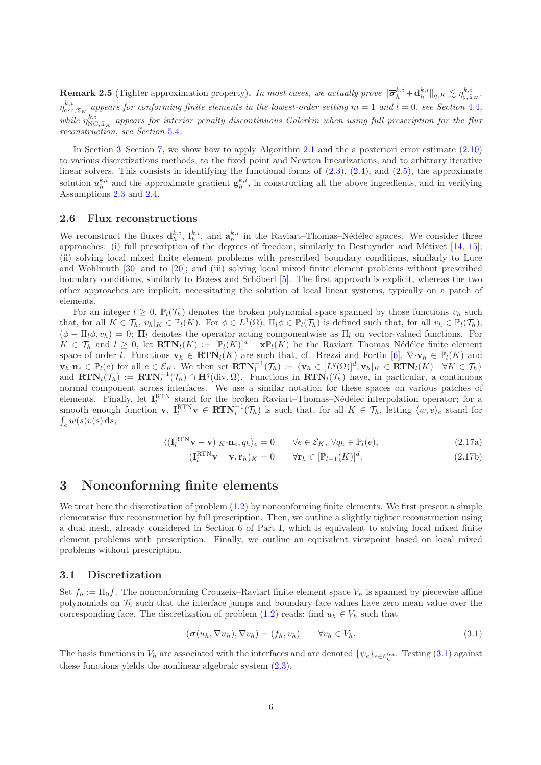**Remark 2.5** (Tighter approximation property)**.** *In most cases, we actually prove* $\|\overline{\boldsymbol{\sigma}}_h^{k,i}+\mathbf{d}_h^{k,i}\|_{q,K} \lesssim \eta_{\sharp,\mathfrak{T}_K}^{k,i}$*.* $\eta_{\mathrm{osc},\mathfrak{T}_K}^{k,i}$ *appears for conforming finite elements in the lowest-order setting* $m=1$ *and* $l=0$*, see Section 4.4, while* $\eta_{\mathrm{NC},\mathfrak{T}_K}^{k,i}$ *appears for interior penalty discontinuous Galerkin when using full prescription for the flux reconstruction, see Section 5.4.*

In Section 3–Section 7, we show how to apply Algorithm 2.1 and the a posteriori error estimate (2.10) to various discretizations methods, to the fixed point and Newton linearizations, and to arbitrary iterative linear solvers. This consists in identifying the functional forms of (2.3), (2.4), and (2.5), the approximate solution $u_h^{k,i}$ and the approximate gradient $\mathbf{g}_h^{k,i}$, in constructing all the above ingredients, and in verifying Assumptions 2.3 and 2.4.

## 2.6 Flux reconstructions

We reconstruct the fluxes $\mathbf{d}_h^{k,i}$, $\mathbf{l}_h^{k,i}$, and $\mathbf{a}_h^{k,i}$ in the Raviart–Thomas–Nédélec spaces. We consider three approaches: (i) full prescription of the degrees of freedom, similarly to Destuynder and Métivet [14, 15]; (ii) solving local mixed finite element problems with prescribed boundary conditions, similarly to Luce and Wohlmuth [30] and to [20]; and (iii) solving local mixed finite element problems without prescribed boundary conditions, similarly to Braess and Schöberl [5]. The first approach is explicit, whereas the two other approaches are implicit, necessitating the solution of local linear systems, typically on a patch of elements.

For an integer $l \geq 0$, $\mathbb{P}_l(\mathcal{T}_h)$ denotes the broken polynomial space spanned by those functions $v_h$ such that, for all $K \in \mathcal{T}_h$, $v_h|_K \in \mathbb{P}_l(K)$. For $\phi \in L^1(\Omega)$, $\Pi_l\phi \in \mathbb{P}_l(\mathcal{T}_h)$ is defined such that, for all $v_h \in \mathbb{P}_l(\mathcal{T}_h)$, $(\phi - \Pi_l\phi, v_h) = 0$; $\boldsymbol{\Pi}_l$ denotes the operator acting componentwise as $\Pi_l$ on vector-valued functions. For $K \in \mathcal{T}_h$ and $l \geq 0$, let $\mathbf{RTN}_l(K) := [\mathbb{P}_l(K)]^d + \mathbf{x}\mathbb{P}_l(K)$ be the Raviart–Thomas–Nédélec finite element space of order $l$. Functions $\mathbf{v}_h \in \mathbf{RTN}_l(K)$ are such that, cf. Brezzi and Fortin [6], $\nabla{\cdot}\mathbf{v}_h \in \mathbb{P}_l(K)$ and $\mathbf{v}_h{\cdot}\mathbf{n}_e \in \mathbb{P}_l(e)$ for all $e \in \mathcal{E}_K$. We then set $\mathbf{RTN}_l^{-1}(\mathcal{T}_h) := \{\mathbf{v}_h \in [L^q(\Omega)]^d; \mathbf{v}_h|_K \in \mathbf{RTN}_l(K) \quad \forall K \in \mathcal{T}_h\}$ and $\mathbf{RTN}_l(\mathcal{T}_h) := \mathbf{RTN}_l^{-1}(\mathcal{T}_h) \cap \mathbf{H}^q(\mathrm{div},\Omega)$. Functions in $\mathbf{RTN}_l(\mathcal{T}_h)$ have, in particular, a continuous normal component across interfaces. We use a similar notation for these spaces on various patches of elements. Finally, let $\mathbf{I}_l^{\mathrm{RTN}}$ stand for the broken Raviart–Thomas–Nédélec interpolation operator; for a smooth enough function $\mathbf{v}$, $\mathbf{I}_l^{\mathrm{RTN}}\mathbf{v} \in \mathbf{RTN}_l^{-1}(\mathcal{T}_h)$ is such that, for all $K \in \mathcal{T}_h$, letting $\langle w, v\rangle_e$ stand for $\int_e w(s)v(s)\,\mathrm{d}s$,

$$
\langle (\mathbf{I}_l^{\mathrm{RTN}}\mathbf{v} - \mathbf{v})|_K{\cdot}\mathbf{n}_e, q_h\rangle_e = 0 \qquad \forall e \in \mathcal{E}_K,\ \forall q_h \in \mathbb{P}_l(e), \tag{2.17a}
$$

$$
(\mathbf{I}_l^{\mathrm{RTN}}\mathbf{v} - \mathbf{v}, \mathbf{r}_h)_K = 0 \qquad \forall \mathbf{r}_h \in [\mathbb{P}_{l-1}(K)]^d. \tag{2.17b}
$$

# 3 Nonconforming finite elements

We treat here the discretization of problem (1.2) by nonconforming finite elements. We first present a simple elementwise flux reconstruction by full prescription. Then, we outline a slightly tighter reconstruction using a dual mesh, already considered in Section 6 of Part I, which is equivalent to solving local mixed finite element problems with prescription. Finally, we outline an equivalent viewpoint based on local mixed problems without prescription.

## 3.1 Discretization

Set $f_h := \Pi_0 f$. The nonconforming Crouzeix–Raviart finite element space $V_h$ is spanned by piecewise affine polynomials on $\mathcal{T}_h$ such that the interface jumps and boundary face values have zero mean value over the corresponding face. The discretization of problem (1.2) reads: find $u_h \in V_h$ such that

$$
(\boldsymbol{\sigma}(u_h, \nabla u_h), \nabla v_h) = (f_h, v_h) \qquad \forall v_h \in V_h. \tag{3.1}
$$

The basis functions in $V_h$ are associated with the interfaces and are denoted $\{\psi_e\}_{e\in\mathcal{E}_h^{\mathrm{int}}}$. Testing (3.1) against these functions yields the nonlinear algebraic system (2.3).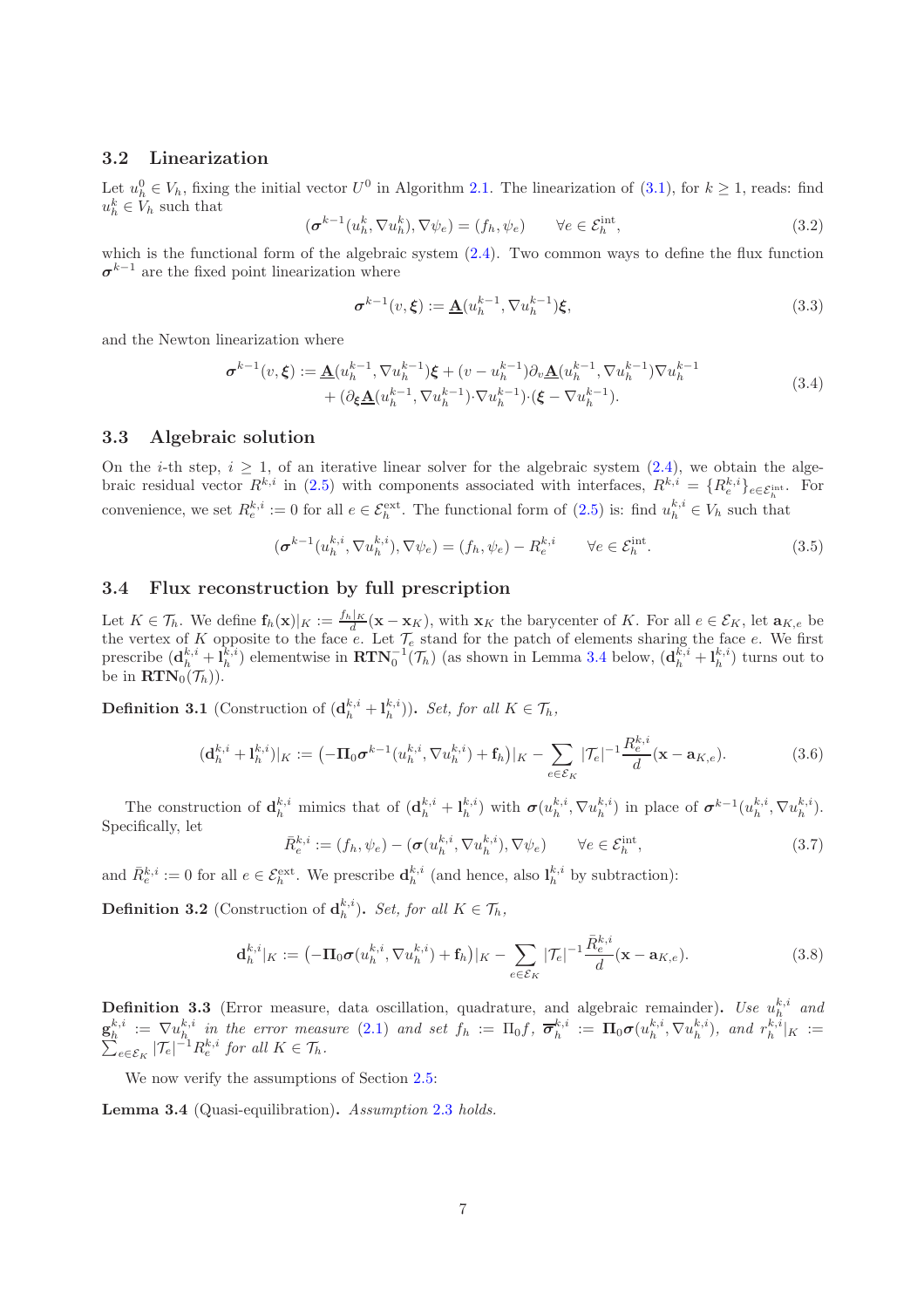## 3.2 Linearization

Let $u_h^0 \in V_h$, fixing the initial vector $U^0$ in Algorithm 2.1. The linearization of (3.1), for $k \geq 1$, reads: find $u_h^k \in V_h$ such that

$$(\boldsymbol{\sigma}^{k-1}(u_h^k, \nabla u_h^k), \nabla \psi_e) = (f_h, \psi_e) \qquad \forall e \in \mathcal{E}_h^{\mathrm{int}}, \tag{3.2}$$

which is the functional form of the algebraic system (2.4). Two common ways to define the flux function $\boldsymbol{\sigma}^{k-1}$ are the fixed point linearization where

$$\boldsymbol{\sigma}^{k-1}(v, \boldsymbol{\xi}) := \underline{\mathbf{A}}(u_h^{k-1}, \nabla u_h^{k-1})\boldsymbol{\xi}, \tag{3.3}$$

and the Newton linearization where

$$\begin{aligned}\boldsymbol{\sigma}^{k-1}(v, \boldsymbol{\xi}) := \underline{\mathbf{A}}(u_h^{k-1}, \nabla u_h^{k-1})\boldsymbol{\xi} + (v - u_h^{k-1})\partial_v \underline{\mathbf{A}}(u_h^{k-1}, \nabla u_h^{k-1})\nabla u_h^{k-1} \\ + (\partial_{\boldsymbol{\xi}} \underline{\mathbf{A}}(u_h^{k-1}, \nabla u_h^{k-1}) \cdot \nabla u_h^{k-1}) \cdot (\boldsymbol{\xi} - \nabla u_h^{k-1}).\end{aligned} \tag{3.4}$$

## 3.3 Algebraic solution

On the $i$-th step, $i \geq 1$, of an iterative linear solver for the algebraic system (2.4), we obtain the algebraic residual vector $R^{k,i}$ in (2.5) with components associated with interfaces, $R^{k,i} = \{R_e^{k,i}\}_{e \in \mathcal{E}_h^{\mathrm{int}}}$. For convenience, we set $R_e^{k,i} := 0$ for all $e \in \mathcal{E}_h^{\mathrm{ext}}$. The functional form of (2.5) is: find $u_h^{k,i} \in V_h$ such that

$$(\boldsymbol{\sigma}^{k-1}(u_h^{k,i}, \nabla u_h^{k,i}), \nabla \psi_e) = (f_h, \psi_e) - R_e^{k,i} \qquad \forall e \in \mathcal{E}_h^{\mathrm{int}}. \tag{3.5}$$

## 3.4 Flux reconstruction by full prescription

Let $K \in \mathcal{T}_h$. We define $\mathbf{f}_h(\mathbf{x})|_K := \frac{f_h|_K}{d}(\mathbf{x} - \mathbf{x}_K)$, with $\mathbf{x}_K$ the barycenter of $K$. For all $e \in \mathcal{E}_K$, let $\mathbf{a}_{K,e}$ be the vertex of $K$ opposite to the face $e$. Let $\mathcal{T}_e$ stand for the patch of elements sharing the face $e$. We first prescribe $(\mathbf{d}_h^{k,i} + \mathbf{l}_h^{k,i})$ elementwise in $\mathbf{RTN}_0^{-1}(\mathcal{T}_h)$ (as shown in Lemma 3.4 below, $(\mathbf{d}_h^{k,i} + \mathbf{l}_h^{k,i})$ turns out to be in $\mathbf{RTN}_0(\mathcal{T}_h)$).

**Definition 3.1** (Construction of $(\mathbf{d}_h^{k,i} + \mathbf{l}_h^{k,i})$)**.** *Set, for all $K \in \mathcal{T}_h$,*

$$(\mathbf{d}_h^{k,i} + \mathbf{l}_h^{k,i})|_K := \left(-\boldsymbol{\Pi}_0 \boldsymbol{\sigma}^{k-1}(u_h^{k,i}, \nabla u_h^{k,i}) + \mathbf{f}_h\right)|_K - \sum_{e \in \mathcal{E}_K} |\mathcal{T}_e|^{-1} \frac{R_e^{k,i}}{d}(\mathbf{x} - \mathbf{a}_{K,e}). \tag{3.6}$$

The construction of $\mathbf{d}_h^{k,i}$ mimics that of $(\mathbf{d}_h^{k,i} + \mathbf{l}_h^{k,i})$ with $\boldsymbol{\sigma}(u_h^{k,i}, \nabla u_h^{k,i})$ in place of $\boldsymbol{\sigma}^{k-1}(u_h^{k,i}, \nabla u_h^{k,i})$. Specifically, let

$$\bar{R}_e^{k,i} := (f_h, \psi_e) - (\boldsymbol{\sigma}(u_h^{k,i}, \nabla u_h^{k,i}), \nabla \psi_e) \qquad \forall e \in \mathcal{E}_h^{\mathrm{int}}, \tag{3.7}$$

and $\bar{R}_e^{k,i} := 0$ for all $e \in \mathcal{E}_h^{\mathrm{ext}}$. We prescribe $\mathbf{d}_h^{k,i}$ (and hence, also $\mathbf{l}_h^{k,i}$ by subtraction):

**Definition 3.2** (Construction of $\mathbf{d}_h^{k,i}$)**.** *Set, for all $K \in \mathcal{T}_h$,*

$$\mathbf{d}_h^{k,i}|_K := \left(-\boldsymbol{\Pi}_0 \boldsymbol{\sigma}(u_h^{k,i}, \nabla u_h^{k,i}) + \mathbf{f}_h\right)|_K - \sum_{e \in \mathcal{E}_K} |\mathcal{T}_e|^{-1} \frac{\bar{R}_e^{k,i}}{d}(\mathbf{x} - \mathbf{a}_{K,e}). \tag{3.8}$$

**Definition 3.3** (Error measure, data oscillation, quadrature, and algebraic remainder)**.** *Use $u_h^{k,i}$ and $\mathbf{g}_h^{k,i} := \nabla u_h^{k,i}$ in the error measure (2.1) and set $f_h := \Pi_0 f$, $\overline{\boldsymbol{\sigma}}_h^{k,i} := \boldsymbol{\Pi}_0 \boldsymbol{\sigma}(u_h^{k,i}, \nabla u_h^{k,i})$, and $r_h^{k,i}|_K := \sum_{e \in \mathcal{E}_K} |\mathcal{T}_e|^{-1} R_e^{k,i}$ for all $K \in \mathcal{T}_h$.*

We now verify the assumptions of Section 2.5:

**Lemma 3.4** (Quasi-equilibration)**.** *Assumption 2.3 holds.*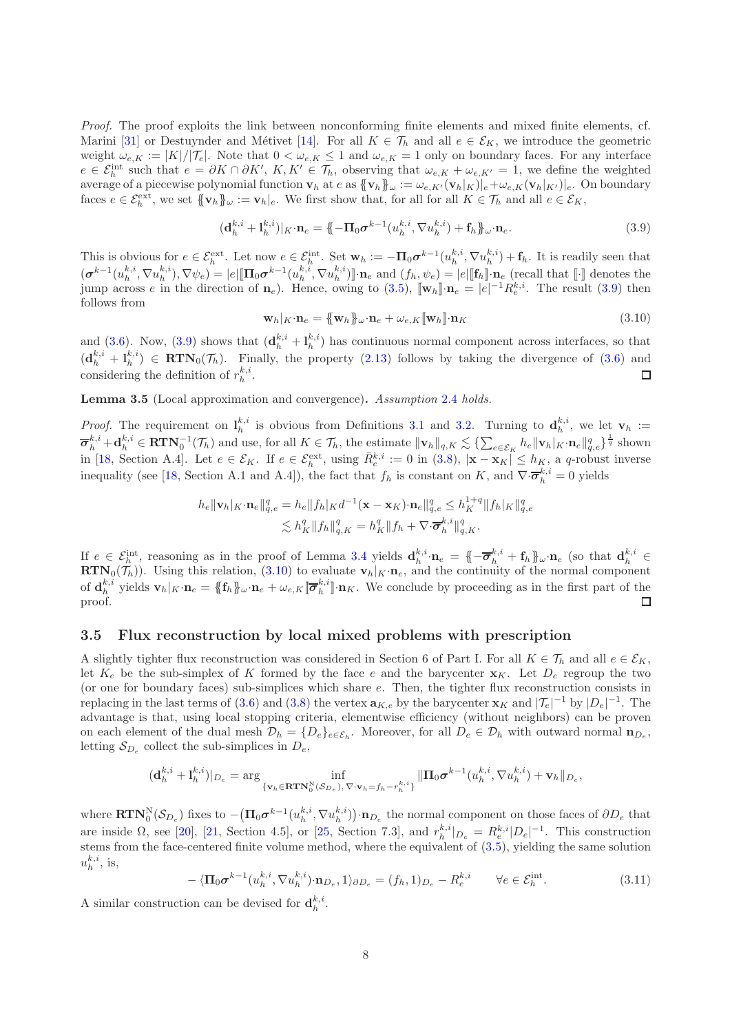*Proof.* The proof exploits the link between nonconforming finite elements and mixed finite elements, cf. Marini [31] or Destuynder and Métivet [14]. For all $K \in \mathcal{T}_h$ and all $e \in \mathcal{E}_K$, we introduce the geometric weight $\omega_{e,K} := |K|/|\mathcal{T}_e|$. Note that $0 < \omega_{e,K} \le 1$ and $\omega_{e,K} = 1$ only on boundary faces. For any interface $e \in \mathcal{E}_h^{\text{int}}$ such that $e = \partial K \cap \partial K'$, $K, K' \in \mathcal{T}_h$, observing that $\omega_{e,K} + \omega_{e,K'} = 1$, we define the weighted average of a piecewise polynomial function $\mathbf{v}_h$ at $e$ as $\{\!\{\mathbf{v}_h\}\!\}_\omega := \omega_{e,K'}(\mathbf{v}_h|_K)|_e + \omega_{e,K}(\mathbf{v}_h|_{K'})|_e$. On boundary faces $e \in \mathcal{E}_h^{\text{ext}}$, we set $\{\!\{\mathbf{v}_h\}\!\}_\omega := \mathbf{v}_h|_e$. We first show that, for all for all $K \in \mathcal{T}_h$ and all $e \in \mathcal{E}_K$,

$$(\mathbf{d}_h^{k,i} + \mathbf{l}_h^{k,i})|_K \cdot \mathbf{n}_e = \{\!\{-\mathbf{\Pi}_0 \boldsymbol{\sigma}^{k-1}(u_h^{k,i}, \nabla u_h^{k,i}) + \mathbf{f}_h\}\!\}_\omega \cdot \mathbf{n}_e. \tag{3.9}$$

This is obvious for $e \in \mathcal{E}_h^{\text{ext}}$. Let now $e \in \mathcal{E}_h^{\text{int}}$. Set $\mathbf{w}_h := -\mathbf{\Pi}_0 \boldsymbol{\sigma}^{k-1}(u_h^{k,i}, \nabla u_h^{k,i}) + \mathbf{f}_h$. It is readily seen that $(\boldsymbol{\sigma}^{k-1}(u_h^{k,i}, \nabla u_h^{k,i}), \nabla \psi_e) = |e| [\![\mathbf{\Pi}_0 \boldsymbol{\sigma}^{k-1}(u_h^{k,i}, \nabla u_h^{k,i})]\!] \cdot \mathbf{n}_e$ and $(f_h, \psi_e) = |e| [\![\mathbf{f}_h]\!] \cdot \mathbf{n}_e$ (recall that $[\![\cdot]\!]$ denotes the jump across $e$ in the direction of $\mathbf{n}_e$). Hence, owing to (3.5), $[\![\mathbf{w}_h]\!] \cdot \mathbf{n}_e = |e|^{-1} R_e^{k,i}$. The result (3.9) then follows from

$$\mathbf{w}_h|_K \cdot \mathbf{n}_e = \{\!\{\mathbf{w}_h\}\!\}_\omega \cdot \mathbf{n}_e + \omega_{e,K} [\![\mathbf{w}_h]\!] \cdot \mathbf{n}_K \tag{3.10}$$

and (3.6). Now, (3.9) shows that $(\mathbf{d}_h^{k,i} + \mathbf{l}_h^{k,i})$ has continuous normal component across interfaces, so that $(\mathbf{d}_h^{k,i} + \mathbf{l}_h^{k,i}) \in \mathbf{RTN}_0(\mathcal{T}_h)$. Finally, the property (2.13) follows by taking the divergence of (3.6) and considering the definition of $r_h^{k,i}$. ☐

**Lemma 3.5** (Local approximation and convergence)**.** *Assumption 2.4 holds.*

*Proof.* The requirement on $\mathbf{l}_h^{k,i}$ is obvious from Definitions 3.1 and 3.2. Turning to $\mathbf{d}_h^{k,i}$, we let $\mathbf{v}_h := \overline{\boldsymbol{\sigma}}_h^{k,i} + \mathbf{d}_h^{k,i} \in \mathbf{RTN}_0^{-1}(\mathcal{T}_h)$ and use, for all $K \in \mathcal{T}_h$, the estimate $\|\mathbf{v}_h\|_{q,K} \lesssim \{\sum_{e \in \mathcal{E}_K} h_e \|\mathbf{v}_h|_K \cdot \mathbf{n}_e\|_{q,e}^q\}^{\frac{1}{q}}$ shown in [18, Section A.4]. Let $e \in \mathcal{E}_K$. If $e \in \mathcal{E}_h^{\text{ext}}$, using $\bar{R}_e^{k,i} := 0$ in (3.8), $|\mathbf{x} - \mathbf{x}_K| \le h_K$, a $q$-robust inverse inequality (see [18, Section A.1 and A.4]), the fact that $f_h$ is constant on $K$, and $\nabla \cdot \overline{\boldsymbol{\sigma}}_h^{k,i} = 0$ yields

$$\begin{aligned} h_e \|\mathbf{v}_h|_K \cdot \mathbf{n}_e\|_{q,e}^q &= h_e \|f_h|_K d^{-1}(\mathbf{x} - \mathbf{x}_K) \cdot \mathbf{n}_e\|_{q,e}^q \le h_K^{1+q} \|f_h|_K\|_{q,e}^q \\ &\lesssim h_K^q \|f_h\|_{q,K}^q = h_K^q \|f_h + \nabla \cdot \overline{\boldsymbol{\sigma}}_h^{k,i}\|_{q,K}^q. \end{aligned}$$

If $e \in \mathcal{E}_h^{\text{int}}$, reasoning as in the proof of Lemma 3.4 yields $\mathbf{d}_h^{k,i} \cdot \mathbf{n}_e = \{\!\{-\overline{\boldsymbol{\sigma}}_h^{k,i} + \mathbf{f}_h\}\!\}_\omega \cdot \mathbf{n}_e$ (so that $\mathbf{d}_h^{k,i} \in \mathbf{RTN}_0(\mathcal{T}_h)$). Using this relation, (3.10) to evaluate $\mathbf{v}_h|_K \cdot \mathbf{n}_e$, and the continuity of the normal component of $\mathbf{d}_h^{k,i}$ yields $\mathbf{v}_h|_K \cdot \mathbf{n}_e = \{\!\{\mathbf{f}_h\}\!\}_\omega \cdot \mathbf{n}_e + \omega_{e,K} [\![\overline{\boldsymbol{\sigma}}_h^{k,i}]\!] \cdot \mathbf{n}_K$. We conclude by proceeding as in the first part of the proof. ☐

### 3.5 Flux reconstruction by local mixed problems with prescription

A slightly tighter flux reconstruction was considered in Section 6 of Part I. For all $K \in \mathcal{T}_h$ and all $e \in \mathcal{E}_K$, let $K_e$ be the sub-simplex of $K$ formed by the face $e$ and the barycenter $\mathbf{x}_K$. Let $D_e$ regroup the two (or one for boundary faces) sub-simplices which share $e$. Then, the tighter flux reconstruction consists in replacing in the last terms of (3.6) and (3.8) the vertex $\mathbf{a}_{K,e}$ by the barycenter $\mathbf{x}_K$ and $|\mathcal{T}_e|^{-1}$ by $|D_e|^{-1}$. The advantage is that, using local stopping criteria, elementwise efficiency (without neighbors) can be proven on each element of the dual mesh $\mathcal{D}_h = \{D_e\}_{e \in \mathcal{E}_h}$. Moreover, for all $D_e \in \mathcal{D}_h$ with outward normal $\mathbf{n}_{D_e}$, letting $\mathcal{S}_{D_e}$ collect the sub-simplices in $D_e$,

$$(\mathbf{d}_h^{k,i} + \mathbf{l}_h^{k,i})|_{D_e} = \arg \inf_{\{\mathbf{v}_h \in \mathbf{RTN}_0^{\text{N}}(\mathcal{S}_{D_e}),\, \nabla \cdot \mathbf{v}_h = f_h - r_h^{k,i}\}} \|\mathbf{\Pi}_0 \boldsymbol{\sigma}^{k-1}(u_h^{k,i}, \nabla u_h^{k,i}) + \mathbf{v}_h\|_{D_e},$$

where $\mathbf{RTN}_0^{\text{N}}(\mathcal{S}_{D_e})$ fixes to $-(\mathbf{\Pi}_0 \boldsymbol{\sigma}^{k-1}(u_h^{k,i}, \nabla u_h^{k,i})) \cdot \mathbf{n}_{D_e}$ the normal component on those faces of $\partial D_e$ that are inside $\Omega$, see [20], [21, Section 4.5], or [25, Section 7.3], and $r_h^{k,i}|_{D_e} = R_e^{k,i} |D_e|^{-1}$. This construction stems from the face-centered finite volume method, where the equivalent of (3.5), yielding the same solution $u_h^{k,i}$, is,

$$-\langle \mathbf{\Pi}_0 \boldsymbol{\sigma}^{k-1}(u_h^{k,i}, \nabla u_h^{k,i}) \cdot \mathbf{n}_{D_e}, 1 \rangle_{\partial D_e} = (f_h, 1)_{D_e} - R_e^{k,i} \qquad \forall e \in \mathcal{E}_h^{\text{int}}. \tag{3.11}$$

A similar construction can be devised for $\mathbf{d}_h^{k,i}$.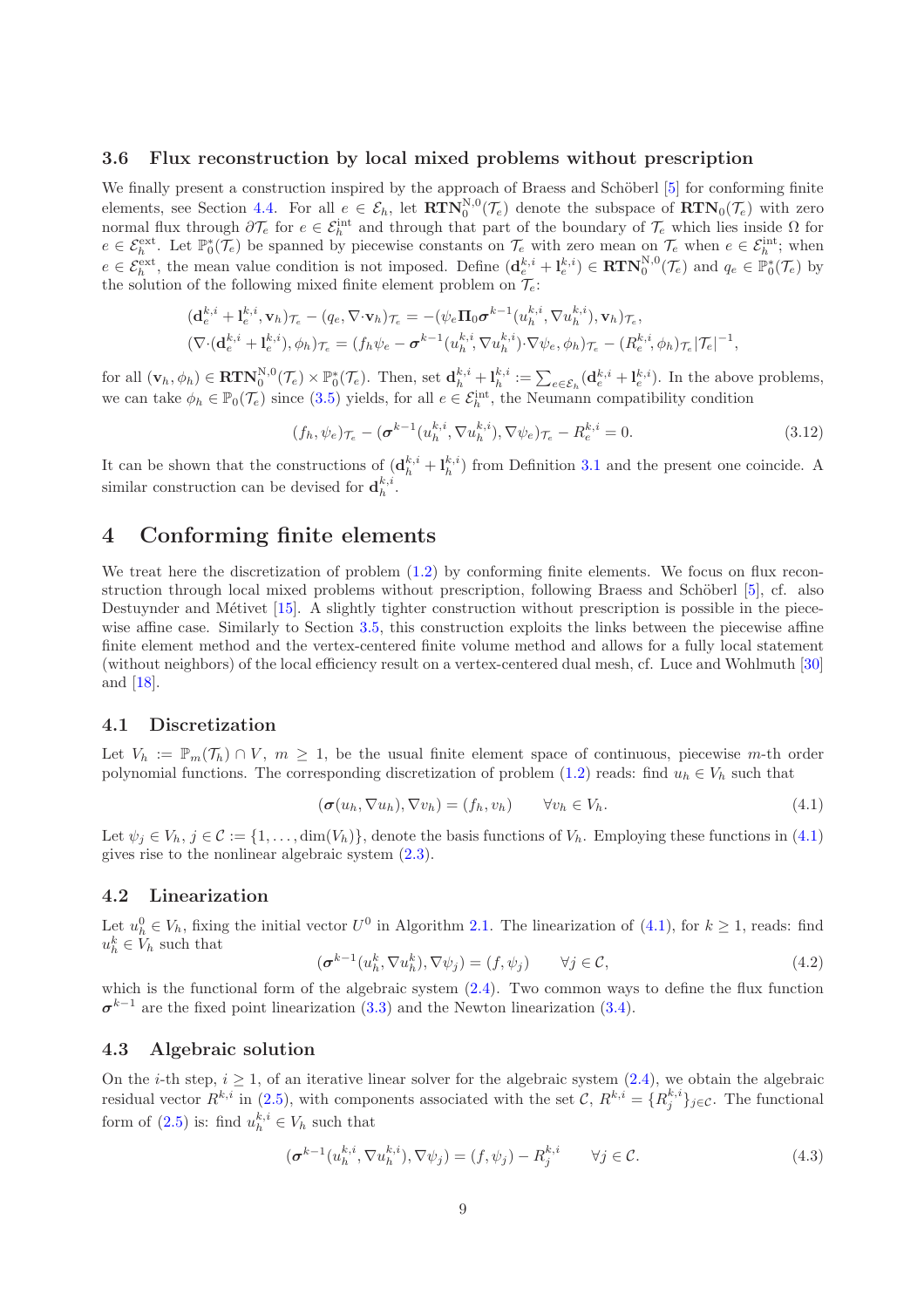### 3.6 Flux reconstruction by local mixed problems without prescription

We finally present a construction inspired by the approach of Braess and Schöberl [5] for conforming finite elements, see Section 4.4. For all $e \in \mathcal{E}_h$, let $\mathbf{RTN}_0^{\mathrm{N},0}(\mathcal{T}_e)$ denote the subspace of $\mathbf{RTN}_0(\mathcal{T}_e)$ with zero normal flux through $\partial\mathcal{T}_e$ for $e \in \mathcal{E}_h^{\mathrm{int}}$ and through that part of the boundary of $\mathcal{T}_e$ which lies inside $\Omega$ for $e \in \mathcal{E}_h^{\mathrm{ext}}$. Let $\mathbb{P}_0^*(\mathcal{T}_e)$ be spanned by piecewise constants on $\mathcal{T}_e$ with zero mean on $\mathcal{T}_e$ when $e \in \mathcal{E}_h^{\mathrm{int}}$; when $e \in \mathcal{E}_h^{\mathrm{ext}}$, the mean value condition is not imposed. Define $(\mathbf{d}_e^{k,i} + \mathbf{l}_e^{k,i}) \in \mathbf{RTN}_0^{\mathrm{N},0}(\mathcal{T}_e)$ and $q_e \in \mathbb{P}_0^*(\mathcal{T}_e)$ by the solution of the following mixed finite element problem on $\mathcal{T}_e$:

$$
\begin{aligned}
(\mathbf{d}_e^{k,i} + \mathbf{l}_e^{k,i}, \mathbf{v}_h)_{\mathcal{T}_e} - (q_e, \nabla{\cdot}\mathbf{v}_h)_{\mathcal{T}_e} &= -(\psi_e \mathbf{\Pi}_0 \boldsymbol{\sigma}^{k-1}(u_h^{k,i}, \nabla u_h^{k,i}), \mathbf{v}_h)_{\mathcal{T}_e}, \\
(\nabla{\cdot}(\mathbf{d}_e^{k,i} + \mathbf{l}_e^{k,i}), \phi_h)_{\mathcal{T}_e} &= (f_h \psi_e - \boldsymbol{\sigma}^{k-1}(u_h^{k,i}, \nabla u_h^{k,i}){\cdot}\nabla\psi_e, \phi_h)_{\mathcal{T}_e} - (R_e^{k,i}, \phi_h)_{\mathcal{T}_e} |\mathcal{T}_e|^{-1},
\end{aligned}
$$

for all $(\mathbf{v}_h, \phi_h) \in \mathbf{RTN}_0^{\mathrm{N},0}(\mathcal{T}_e) \times \mathbb{P}_0^*(\mathcal{T}_e)$. Then, set $\mathbf{d}_h^{k,i} + \mathbf{l}_h^{k,i} := \sum_{e \in \mathcal{E}_h} (\mathbf{d}_e^{k,i} + \mathbf{l}_e^{k,i})$. In the above problems, we can take $\phi_h \in \mathbb{P}_0(\mathcal{T}_e)$ since (3.5) yields, for all $e \in \mathcal{E}_h^{\mathrm{int}}$, the Neumann compatibility condition

$$
(f_h, \psi_e)_{\mathcal{T}_e} - (\boldsymbol{\sigma}^{k-1}(u_h^{k,i}, \nabla u_h^{k,i}), \nabla\psi_e)_{\mathcal{T}_e} - R_e^{k,i} = 0. \tag{3.12}
$$

It can be shown that the constructions of $(\mathbf{d}_h^{k,i} + \mathbf{l}_h^{k,i})$ from Definition 3.1 and the present one coincide. A similar construction can be devised for $\mathbf{d}_h^{k,i}$.

## 4 Conforming finite elements

We treat here the discretization of problem (1.2) by conforming finite elements. We focus on flux reconstruction through local mixed problems without prescription, following Braess and Schöberl [5], cf. also Destuynder and Métivet [15]. A slightly tighter construction without prescription is possible in the piecewise affine case. Similarly to Section 3.5, this construction exploits the links between the piecewise affine finite element method and the vertex-centered finite volume method and allows for a fully local statement (without neighbors) of the local efficiency result on a vertex-centered dual mesh, cf. Luce and Wohlmuth [30] and [18].

### 4.1 Discretization

Let $V_h := \mathbb{P}_m(\mathcal{T}_h) \cap V$, $m \geq 1$, be the usual finite element space of continuous, piecewise $m$-th order polynomial functions. The corresponding discretization of problem (1.2) reads: find $u_h \in V_h$ such that

$$
(\boldsymbol{\sigma}(u_h, \nabla u_h), \nabla v_h) = (f_h, v_h) \qquad \forall v_h \in V_h. \tag{4.1}
$$

Let $\psi_j \in V_h$, $j \in \mathcal{C} := \{1, \ldots, \dim(V_h)\}$, denote the basis functions of $V_h$. Employing these functions in (4.1) gives rise to the nonlinear algebraic system (2.3).

### 4.2 Linearization

Let $u_h^0 \in V_h$, fixing the initial vector $U^0$ in Algorithm 2.1. The linearization of (4.1), for $k \geq 1$, reads: find $u_h^k \in V_h$ such that

$$
(\boldsymbol{\sigma}^{k-1}(u_h^k, \nabla u_h^k), \nabla\psi_j) = (f, \psi_j) \qquad \forall j \in \mathcal{C}, \tag{4.2}
$$

which is the functional form of the algebraic system (2.4). Two common ways to define the flux function $\boldsymbol{\sigma}^{k-1}$ are the fixed point linearization (3.3) and the Newton linearization (3.4).

### 4.3 Algebraic solution

On the $i$-th step, $i \geq 1$, of an iterative linear solver for the algebraic system (2.4), we obtain the algebraic residual vector $R^{k,i}$ in (2.5), with components associated with the set $\mathcal{C}$, $R^{k,i} = \{R_j^{k,i}\}_{j \in \mathcal{C}}$. The functional form of (2.5) is: find $u_h^{k,i} \in V_h$ such that

$$
(\boldsymbol{\sigma}^{k-1}(u_h^{k,i}, \nabla u_h^{k,i}), \nabla\psi_j) = (f, \psi_j) - R_j^{k,i} \qquad \forall j \in \mathcal{C}. \tag{4.3}
$$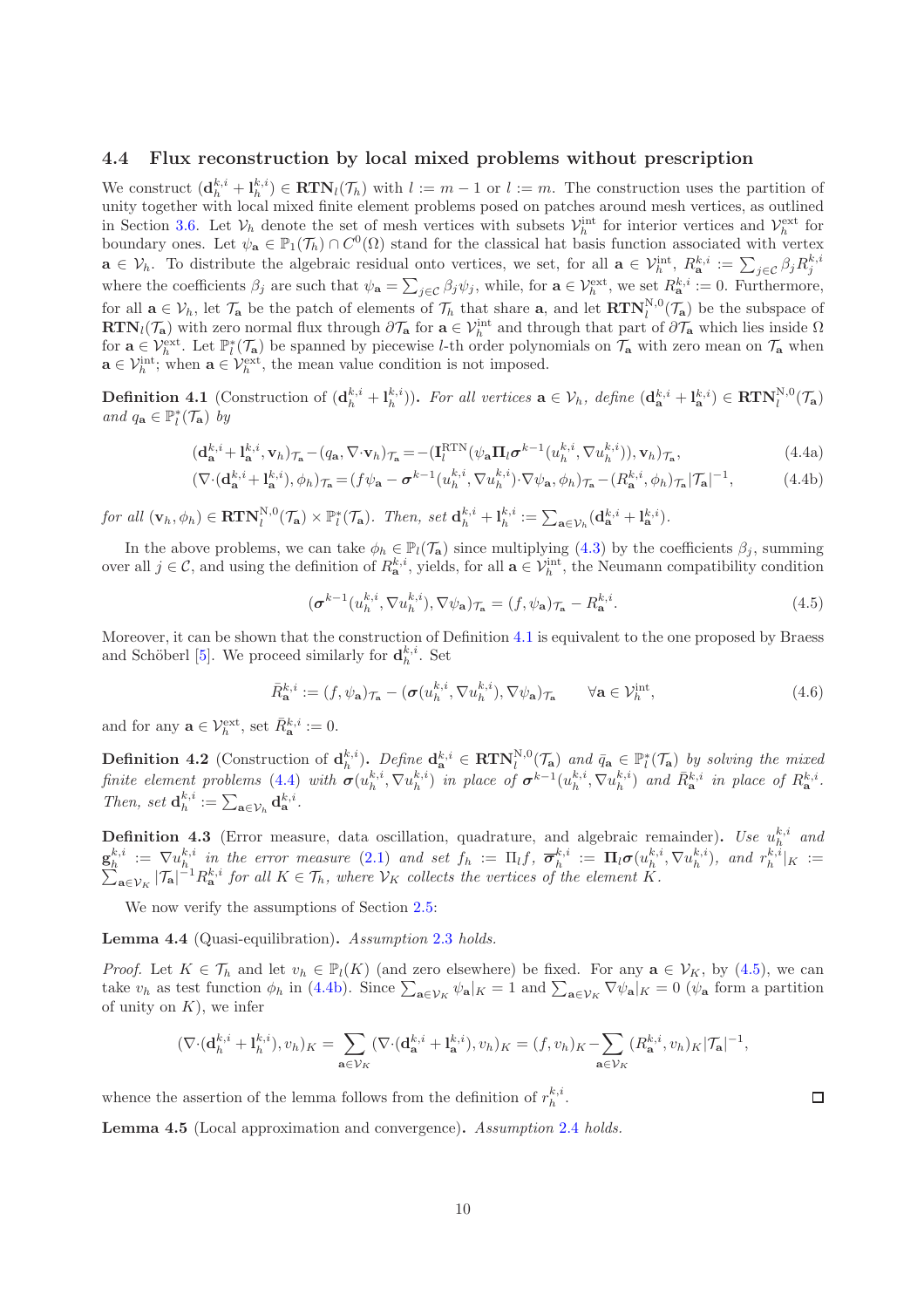### 4.4 Flux reconstruction by local mixed problems without prescription

We construct $(\mathbf{d}_h^{k,i} + \mathbf{l}_h^{k,i}) \in \mathbf{RTN}_l(\mathcal{T}_h)$ with $l := m-1$ or $l := m$. The construction uses the partition of unity together with local mixed finite element problems posed on patches around mesh vertices, as outlined in Section 3.6. Let $\mathcal{V}_h$ denote the set of mesh vertices with subsets $\mathcal{V}_h^{\rm int}$ for interior vertices and $\mathcal{V}_h^{\rm ext}$ for boundary ones. Let $\psi_{\mathbf{a}} \in \mathbb{P}_1(\mathcal{T}_h) \cap C^0(\Omega)$ stand for the classical hat basis function associated with vertex $\mathbf{a} \in \mathcal{V}_h$. To distribute the algebraic residual onto vertices, we set, for all $\mathbf{a} \in \mathcal{V}_h^{\rm int}$, $R_{\mathbf{a}}^{k,i} := \sum_{j\in\mathcal{C}} \beta_j R_j^{k,i}$ where the coefficients $\beta_j$ are such that $\psi_{\mathbf{a}} = \sum_{j\in\mathcal{C}} \beta_j \psi_j$, while, for $\mathbf{a} \in \mathcal{V}_h^{\rm ext}$, we set $R_{\mathbf{a}}^{k,i} := 0$. Furthermore, for all $\mathbf{a} \in \mathcal{V}_h$, let $\mathcal{T}_{\mathbf{a}}$ be the patch of elements of $\mathcal{T}_h$ that share $\mathbf{a}$, and let $\mathbf{RTN}_l^{\rm N,0}(\mathcal{T}_{\mathbf{a}})$ be the subspace of $\mathbf{RTN}_l(\mathcal{T}_{\mathbf{a}})$ with zero normal flux through $\partial\mathcal{T}_{\mathbf{a}}$ for $\mathbf{a} \in \mathcal{V}_h^{\rm int}$ and through that part of $\partial\mathcal{T}_{\mathbf{a}}$ which lies inside $\Omega$ for $\mathbf{a} \in \mathcal{V}_h^{\rm ext}$. Let $\mathbb{P}_l^*(\mathcal{T}_{\mathbf{a}})$ be spanned by piecewise $l$-th order polynomials on $\mathcal{T}_{\mathbf{a}}$ with zero mean on $\mathcal{T}_{\mathbf{a}}$ when $\mathbf{a} \in \mathcal{V}_h^{\rm int}$; when $\mathbf{a} \in \mathcal{V}_h^{\rm ext}$, the mean value condition is not imposed.

**Definition 4.1** (Construction of $(\mathbf{d}_h^{k,i} + \mathbf{l}_h^{k,i})$)**.** *For all vertices $\mathbf{a} \in \mathcal{V}_h$, define $(\mathbf{d}_{\mathbf{a}}^{k,i} + \mathbf{l}_{\mathbf{a}}^{k,i}) \in \mathbf{RTN}_l^{\rm N,0}(\mathcal{T}_{\mathbf{a}})$ and $q_{\mathbf{a}} \in \mathbb{P}_l^*(\mathcal{T}_{\mathbf{a}})$ by*

$$
(\mathbf{d}_{\mathbf{a}}^{k,i} + \mathbf{l}_{\mathbf{a}}^{k,i}, \mathbf{v}_h)_{\mathcal{T}_{\mathbf{a}}} - (q_{\mathbf{a}}, \nabla{\cdot}\mathbf{v}_h)_{\mathcal{T}_{\mathbf{a}}} = -(\mathbf{I}_l^{\rm RTN}(\psi_{\mathbf{a}} \boldsymbol{\Pi}_l \boldsymbol{\sigma}^{k-1}(u_h^{k,i}, \nabla u_h^{k,i})), \mathbf{v}_h)_{\mathcal{T}_{\mathbf{a}}}, \tag{4.4a}
$$

$$
(\nabla{\cdot}(\mathbf{d}_{\mathbf{a}}^{k,i} + \mathbf{l}_{\mathbf{a}}^{k,i}), \phi_h)_{\mathcal{T}_{\mathbf{a}}} = (f\psi_{\mathbf{a}} - \boldsymbol{\sigma}^{k-1}(u_h^{k,i}, \nabla u_h^{k,i}){\cdot}\nabla\psi_{\mathbf{a}}, \phi_h)_{\mathcal{T}_{\mathbf{a}}} - (R_{\mathbf{a}}^{k,i}, \phi_h)_{\mathcal{T}_{\mathbf{a}}} |\mathcal{T}_{\mathbf{a}}|^{-1}, \tag{4.4b}
$$

*for all $(\mathbf{v}_h, \phi_h) \in \mathbf{RTN}_l^{\rm N,0}(\mathcal{T}_{\mathbf{a}}) \times \mathbb{P}_l^*(\mathcal{T}_{\mathbf{a}})$. Then, set $\mathbf{d}_h^{k,i} + \mathbf{l}_h^{k,i} := \sum_{\mathbf{a}\in\mathcal{V}_h} (\mathbf{d}_{\mathbf{a}}^{k,i} + \mathbf{l}_{\mathbf{a}}^{k,i})$.*

In the above problems, we can take $\phi_h \in \mathbb{P}_l(\mathcal{T}_{\mathbf{a}})$ since multiplying (4.3) by the coefficients $\beta_j$, summing over all $j \in \mathcal{C}$, and using the definition of $R_{\mathbf{a}}^{k,i}$, yields, for all $\mathbf{a} \in \mathcal{V}_h^{\rm int}$, the Neumann compatibility condition

$$
(\boldsymbol{\sigma}^{k-1}(u_h^{k,i}, \nabla u_h^{k,i}), \nabla\psi_{\mathbf{a}})_{\mathcal{T}_{\mathbf{a}}} = (f, \psi_{\mathbf{a}})_{\mathcal{T}_{\mathbf{a}}} - R_{\mathbf{a}}^{k,i}. \tag{4.5}
$$

Moreover, it can be shown that the construction of Definition 4.1 is equivalent to the one proposed by Braess and Schöberl [5]. We proceed similarly for $\mathbf{d}_h^{k,i}$. Set

$$
\bar{R}_{\mathbf{a}}^{k,i} := (f, \psi_{\mathbf{a}})_{\mathcal{T}_{\mathbf{a}}} - (\boldsymbol{\sigma}(u_h^{k,i}, \nabla u_h^{k,i}), \nabla\psi_{\mathbf{a}})_{\mathcal{T}_{\mathbf{a}}} \qquad \forall \mathbf{a} \in \mathcal{V}_h^{\rm int}, \tag{4.6}
$$

and for any $\mathbf{a} \in \mathcal{V}_h^{\rm ext}$, set $\bar{R}_{\mathbf{a}}^{k,i} := 0$.

**Definition 4.2** (Construction of $\mathbf{d}_h^{k,i}$)**.** *Define $\mathbf{d}_{\mathbf{a}}^{k,i} \in \mathbf{RTN}_l^{\rm N,0}(\mathcal{T}_{\mathbf{a}})$ and $\bar{q}_{\mathbf{a}} \in \mathbb{P}_l^*(\mathcal{T}_{\mathbf{a}})$ by solving the mixed finite element problems (4.4) with $\boldsymbol{\sigma}(u_h^{k,i}, \nabla u_h^{k,i})$ in place of $\boldsymbol{\sigma}^{k-1}(u_h^{k,i}, \nabla u_h^{k,i})$ and $\bar{R}_{\mathbf{a}}^{k,i}$ in place of $R_{\mathbf{a}}^{k,i}$. Then, set $\mathbf{d}_h^{k,i} := \sum_{\mathbf{a}\in\mathcal{V}_h} \mathbf{d}_{\mathbf{a}}^{k,i}$.*

**Definition 4.3** (Error measure, data oscillation, quadrature, and algebraic remainder)**.** *Use $u_h^{k,i}$ and $\mathbf{g}_h^{k,i} := \nabla u_h^{k,i}$ in the error measure (2.1) and set $f_h := \Pi_l f$, $\overline{\boldsymbol{\sigma}}_h^{k,i} := \boldsymbol{\Pi}_l \boldsymbol{\sigma}(u_h^{k,i}, \nabla u_h^{k,i})$, and $r_h^{k,i}|_K := \sum_{\mathbf{a}\in\mathcal{V}_K} |\mathcal{T}_{\mathbf{a}}|^{-1} R_{\mathbf{a}}^{k,i}$ for all $K \in \mathcal{T}_h$, where $\mathcal{V}_K$ collects the vertices of the element $K$.*

We now verify the assumptions of Section 2.5:

**Lemma 4.4** (Quasi-equilibration)**.** *Assumption 2.3 holds.*

*Proof.* Let $K \in \mathcal{T}_h$ and let $v_h \in \mathbb{P}_l(K)$ (and zero elsewhere) be fixed. For any $\mathbf{a} \in \mathcal{V}_K$, by (4.5), we can take $v_h$ as test function $\phi_h$ in (4.4b). Since $\sum_{\mathbf{a}\in\mathcal{V}_K} \psi_{\mathbf{a}}|_K = 1$ and $\sum_{\mathbf{a}\in\mathcal{V}_K} \nabla\psi_{\mathbf{a}}|_K = 0$ ($\psi_{\mathbf{a}}$ form a partition of unity on $K$), we infer

$$
(\nabla{\cdot}(\mathbf{d}_h^{k,i} + \mathbf{l}_h^{k,i}), v_h)_K = \sum_{\mathbf{a}\in\mathcal{V}_K} (\nabla{\cdot}(\mathbf{d}_{\mathbf{a}}^{k,i} + \mathbf{l}_{\mathbf{a}}^{k,i}), v_h)_K = (f, v_h)_K - \sum_{\mathbf{a}\in\mathcal{V}_K} (R_{\mathbf{a}}^{k,i}, v_h)_K |\mathcal{T}_{\mathbf{a}}|^{-1},
$$

whence the assertion of the lemma follows from the definition of $r_h^{k,i}$. ∎

**Lemma 4.5** (Local approximation and convergence)**.** *Assumption 2.4 holds.*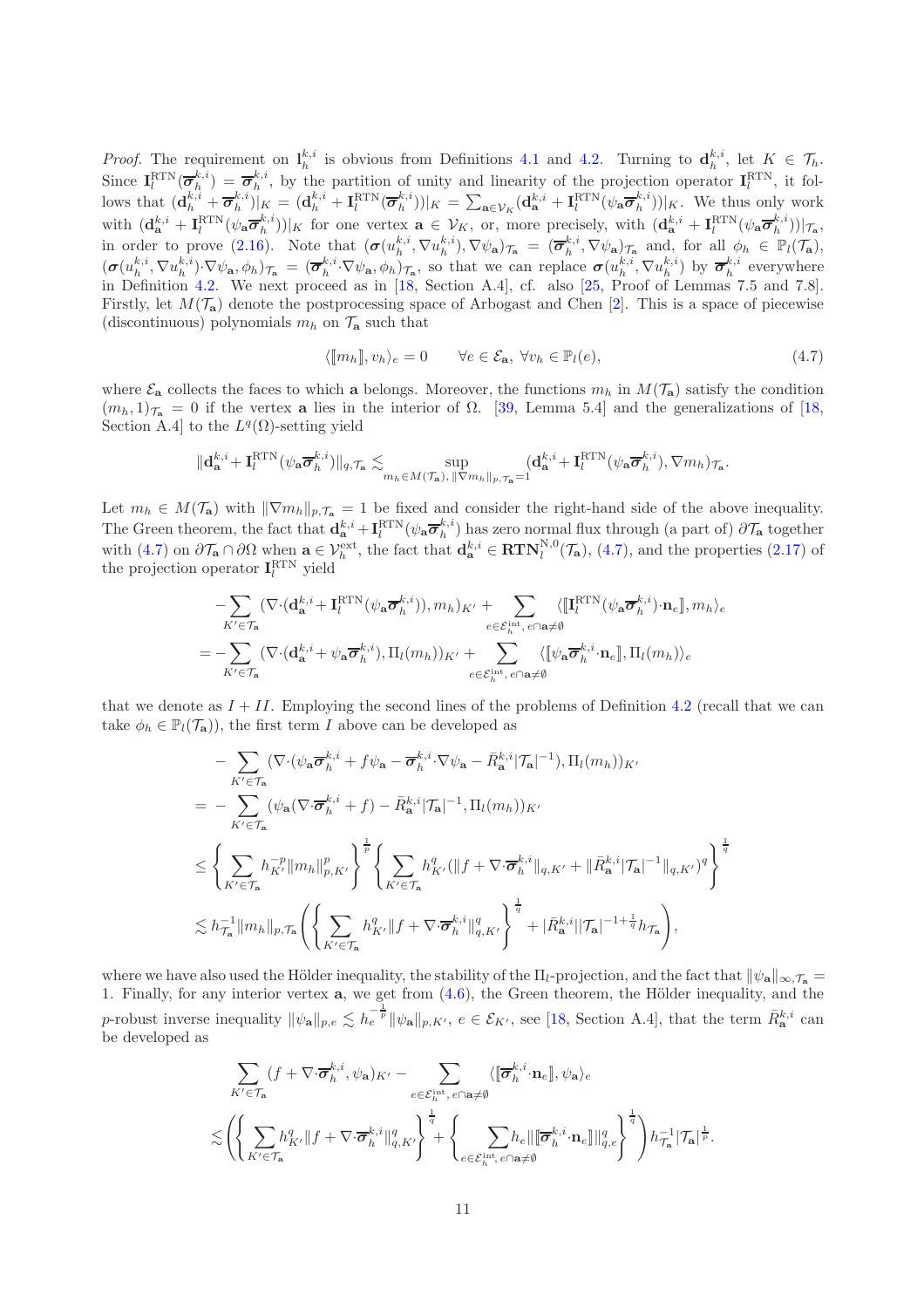*Proof.* The requirement on $\mathbf{l}_h^{k,i}$ is obvious from Definitions 4.1 and 4.2. Turning to $\mathbf{d}_h^{k,i}$, let $K \in \mathcal{T}_h$. Since $\mathbf{I}_l^{\mathrm{RTN}}(\overline{\boldsymbol{\sigma}}_h^{k,i}) = \overline{\boldsymbol{\sigma}}_h^{k,i}$, by the partition of unity and linearity of the projection operator $\mathbf{I}_l^{\mathrm{RTN}}$, it follows that $(\mathbf{d}_h^{k,i} + \overline{\boldsymbol{\sigma}}_h^{k,i})|_K = (\mathbf{d}_h^{k,i} + \mathbf{I}_l^{\mathrm{RTN}}(\overline{\boldsymbol{\sigma}}_h^{k,i}))|_K = \sum_{\mathbf{a}\in\mathcal{V}_K}(\mathbf{d}_{\mathbf{a}}^{k,i} + \mathbf{I}_l^{\mathrm{RTN}}(\psi_{\mathbf{a}}\overline{\boldsymbol{\sigma}}_h^{k,i}))|_K$. We thus only work with $(\mathbf{d}_{\mathbf{a}}^{k,i} + \mathbf{I}_l^{\mathrm{RTN}}(\psi_{\mathbf{a}}\overline{\boldsymbol{\sigma}}_h^{k,i}))|_K$ for one vertex $\mathbf{a} \in \mathcal{V}_K$, or, more precisely, with $(\mathbf{d}_{\mathbf{a}}^{k,i} + \mathbf{I}_l^{\mathrm{RTN}}(\psi_{\mathbf{a}}\overline{\boldsymbol{\sigma}}_h^{k,i}))|_{\mathcal{T}_{\mathbf{a}}}$, in order to prove (2.16). Note that $(\boldsymbol{\sigma}(u_h^{k,i}, \nabla u_h^{k,i}), \nabla\psi_{\mathbf{a}})_{\mathcal{T}_{\mathbf{a}}} = (\overline{\boldsymbol{\sigma}}_h^{k,i}, \nabla\psi_{\mathbf{a}})_{\mathcal{T}_{\mathbf{a}}}$ and, for all $\phi_h \in \mathbb{P}_l(\mathcal{T}_{\mathbf{a}})$, $(\boldsymbol{\sigma}(u_h^{k,i}, \nabla u_h^{k,i}){\cdot}\nabla\psi_{\mathbf{a}}, \phi_h)_{\mathcal{T}_{\mathbf{a}}} = (\overline{\boldsymbol{\sigma}}_h^{k,i}{\cdot}\nabla\psi_{\mathbf{a}}, \phi_h)_{\mathcal{T}_{\mathbf{a}}}$, so that we can replace $\boldsymbol{\sigma}(u_h^{k,i}, \nabla u_h^{k,i})$ by $\overline{\boldsymbol{\sigma}}_h^{k,i}$ everywhere in Definition 4.2. We next proceed as in [18, Section A.4], cf. also [25, Proof of Lemmas 7.5 and 7.8]. Firstly, let $M(\mathcal{T}_{\mathbf{a}})$ denote the postprocessing space of Arbogast and Chen [2]. This is a space of piecewise (discontinuous) polynomials $m_h$ on $\mathcal{T}_{\mathbf{a}}$ such that

$$
\langle [\![ m_h ]\!], v_h\rangle_e = 0 \qquad \forall e \in \mathcal{E}_{\mathbf{a}},\ \forall v_h \in \mathbb{P}_l(e), \tag{4.7}
$$

where $\mathcal{E}_{\mathbf{a}}$ collects the faces to which $\mathbf{a}$ belongs. Moreover, the functions $m_h$ in $M(\mathcal{T}_{\mathbf{a}})$ satisfy the condition $(m_h, 1)_{\mathcal{T}_{\mathbf{a}}} = 0$ if the vertex $\mathbf{a}$ lies in the interior of $\Omega$. [39, Lemma 5.4] and the generalizations of [18, Section A.4] to the $L^q(\Omega)$-setting yield

$$
\|\mathbf{d}_{\mathbf{a}}^{k,i} + \mathbf{I}_l^{\mathrm{RTN}}(\psi_{\mathbf{a}}\overline{\boldsymbol{\sigma}}_h^{k,i})\|_{q,\mathcal{T}_{\mathbf{a}}} \lesssim \sup_{m_h\in M(\mathcal{T}_{\mathbf{a}}),\ \|\nabla m_h\|_{p,\mathcal{T}_{\mathbf{a}}}=1} (\mathbf{d}_{\mathbf{a}}^{k,i} + \mathbf{I}_l^{\mathrm{RTN}}(\psi_{\mathbf{a}}\overline{\boldsymbol{\sigma}}_h^{k,i}), \nabla m_h)_{\mathcal{T}_{\mathbf{a}}}.
$$

Let $m_h \in M(\mathcal{T}_{\mathbf{a}})$ with $\|\nabla m_h\|_{p,\mathcal{T}_{\mathbf{a}}} = 1$ be fixed and consider the right-hand side of the above inequality. The Green theorem, the fact that $\mathbf{d}_{\mathbf{a}}^{k,i} + \mathbf{I}_l^{\mathrm{RTN}}(\psi_{\mathbf{a}}\overline{\boldsymbol{\sigma}}_h^{k,i})$ has zero normal flux through (a part of) $\partial\mathcal{T}_{\mathbf{a}}$ together with (4.7) on $\partial\mathcal{T}_{\mathbf{a}} \cap \partial\Omega$ when $\mathbf{a} \in \mathcal{V}_h^{\mathrm{ext}}$, the fact that $\mathbf{d}_{\mathbf{a}}^{k,i} \in \mathbf{RTN}_l^{\mathrm{N},0}(\mathcal{T}_{\mathbf{a}})$, (4.7), and the properties (2.17) of the projection operator $\mathbf{I}_l^{\mathrm{RTN}}$ yield

$$
\begin{aligned}
&-\sum_{K'\in\mathcal{T}_{\mathbf{a}}} (\nabla{\cdot}(\mathbf{d}_{\mathbf{a}}^{k,i} + \mathbf{I}_l^{\mathrm{RTN}}(\psi_{\mathbf{a}}\overline{\boldsymbol{\sigma}}_h^{k,i})), m_h)_{K'} + \sum_{e\in\mathcal{E}_h^{\mathrm{int}},\ e\cap\mathbf{a}\neq\emptyset} \langle [\![ \mathbf{I}_l^{\mathrm{RTN}}(\psi_{\mathbf{a}}\overline{\boldsymbol{\sigma}}_h^{k,i}){\cdot}\mathbf{n}_e ]\!], m_h\rangle_e \\
&= -\sum_{K'\in\mathcal{T}_{\mathbf{a}}} (\nabla{\cdot}(\mathbf{d}_{\mathbf{a}}^{k,i} + \psi_{\mathbf{a}}\overline{\boldsymbol{\sigma}}_h^{k,i}), \Pi_l(m_h))_{K'} + \sum_{e\in\mathcal{E}_h^{\mathrm{int}},\ e\cap\mathbf{a}\neq\emptyset} \langle [\![ \psi_{\mathbf{a}}\overline{\boldsymbol{\sigma}}_h^{k,i}{\cdot}\mathbf{n}_e ]\!], \Pi_l(m_h)\rangle_e
\end{aligned}
$$

that we denote as $I + II$. Employing the second lines of the problems of Definition 4.2 (recall that we can take $\phi_h \in \mathbb{P}_l(\mathcal{T}_{\mathbf{a}})$), the first term $I$ above can be developed as

$$
\begin{aligned}
&-\sum_{K'\in\mathcal{T}_{\mathbf{a}}} (\nabla{\cdot}(\psi_{\mathbf{a}}\overline{\boldsymbol{\sigma}}_h^{k,i} + f\psi_{\mathbf{a}} - \overline{\boldsymbol{\sigma}}_h^{k,i}{\cdot}\nabla\psi_{\mathbf{a}} - \bar{R}_{\mathbf{a}}^{k,i}|\mathcal{T}_{\mathbf{a}}|^{-1}, \Pi_l(m_h))_{K'} \\
&= -\sum_{K'\in\mathcal{T}_{\mathbf{a}}} (\psi_{\mathbf{a}}(\nabla{\cdot}\overline{\boldsymbol{\sigma}}_h^{k,i} + f) - \bar{R}_{\mathbf{a}}^{k,i}|\mathcal{T}_{\mathbf{a}}|^{-1}, \Pi_l(m_h))_{K'} \\
&\leq \left\{\sum_{K'\in\mathcal{T}_{\mathbf{a}}} h_{K'}^{-p}\|m_h\|_{p,K'}^p\right\}^{\frac{1}{p}} \left\{\sum_{K'\in\mathcal{T}_{\mathbf{a}}} h_{K'}^q(\|f + \nabla{\cdot}\overline{\boldsymbol{\sigma}}_h^{k,i}\|_{q,K'} + \|\bar{R}_{\mathbf{a}}^{k,i}|\mathcal{T}_{\mathbf{a}}|^{-1}\|_{q,K'})^q\right\}^{\frac{1}{q}} \\
&\lesssim h_{\mathcal{T}_{\mathbf{a}}}^{-1}\|m_h\|_{p,\mathcal{T}_{\mathbf{a}}}\left(\left\{\sum_{K'\in\mathcal{T}_{\mathbf{a}}} h_{K'}^q\|f + \nabla{\cdot}\overline{\boldsymbol{\sigma}}_h^{k,i}\|_{q,K'}^q\right\}^{\frac{1}{q}} + |\bar{R}_{\mathbf{a}}^{k,i}||\mathcal{T}_{\mathbf{a}}|^{-1+\frac{1}{q}}h_{\mathcal{T}_{\mathbf{a}}}\right),
\end{aligned}
$$

where we have also used the Hölder inequality, the stability of the $\Pi_l$-projection, and the fact that $\|\psi_{\mathbf{a}}\|_{\infty,\mathcal{T}_{\mathbf{a}}} = 1$. Finally, for any interior vertex $\mathbf{a}$, we get from (4.6), the Green theorem, the Hölder inequality, and the $p$-robust inverse inequality $\|\psi_{\mathbf{a}}\|_{p,e} \lesssim h_e^{-\frac{1}{p}}\|\psi_{\mathbf{a}}\|_{p,K'}$, $e \in \mathcal{E}_{K'}$, see [18, Section A.4], that the term $\bar{R}_{\mathbf{a}}^{k,i}$ can be developed as

$$
\begin{aligned}
&\sum_{K'\in\mathcal{T}_{\mathbf{a}}} (f + \nabla{\cdot}\overline{\boldsymbol{\sigma}}_h^{k,i}, \psi_{\mathbf{a}})_{K'} - \sum_{e\in\mathcal{E}_h^{\mathrm{int}},\ e\cap\mathbf{a}\neq\emptyset} \langle [\![ \overline{\boldsymbol{\sigma}}_h^{k,i}{\cdot}\mathbf{n}_e ]\!], \psi_{\mathbf{a}}\rangle_e \\
&\lesssim \left(\left\{\sum_{K'\in\mathcal{T}_{\mathbf{a}}} h_{K'}^q\|f + \nabla{\cdot}\overline{\boldsymbol{\sigma}}_h^{k,i}\|_{q,K'}^q\right\}^{\frac{1}{q}} + \left\{\sum_{e\in\mathcal{E}_h^{\mathrm{int}},\ e\cap\mathbf{a}\neq\emptyset} h_e\|[\![ \overline{\boldsymbol{\sigma}}_h^{k,i}{\cdot}\mathbf{n}_e ]\!]\|_{q,e}^q\right\}^{\frac{1}{q}}\right) h_{\mathcal{T}_{\mathbf{a}}}^{-1}|\mathcal{T}_{\mathbf{a}}|^{\frac{1}{p}}.
\end{aligned}
$$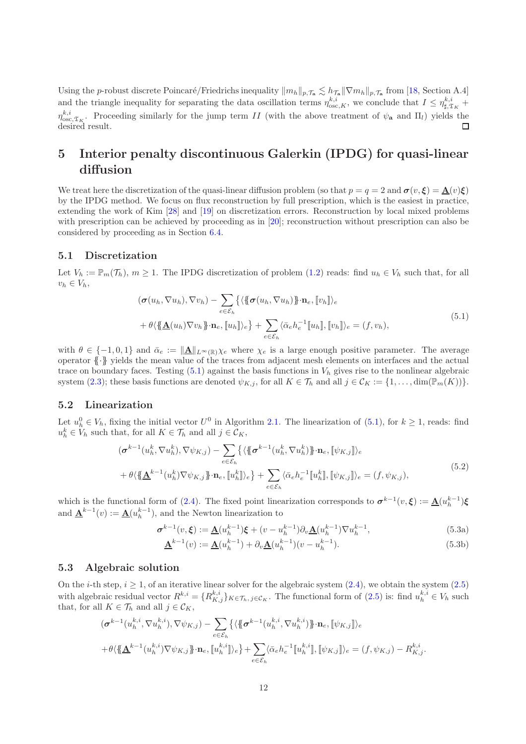Using the $p$-robust discrete Poincaré/Friedrichs inequality $\|m_h\|_{p,\mathcal{T}_{\mathbf{a}}} \lesssim h_{\mathcal{T}_{\mathbf{a}}} \|\nabla m_h\|_{p,\mathcal{T}_{\mathbf{a}}}$ from [18, Section A.4] and the triangle inequality for separating the data oscillation terms $\eta^{k,i}_{\mathrm{osc},K}$, we conclude that $I \leq \eta^{k,i}_{\sharp,\mathfrak{T}_K} + \eta^{k,i}_{\mathrm{osc},\mathfrak{T}_K}$. Proceeding similarly for the jump term $II$ (with the above treatment of $\psi_{\mathbf{a}}$ and $\Pi_l$) yields the desired result. $\square$

# 5 Interior penalty discontinuous Galerkin (IPDG) for quasi-linear diffusion

We treat here the discretization of the quasi-linear diffusion problem (so that $p = q = 2$ and $\boldsymbol{\sigma}(v, \boldsymbol{\xi}) = \underline{\mathbf{A}}(v)\boldsymbol{\xi}$) by the IPDG method. We focus on flux reconstruction by full prescription, which is the easiest in practice, extending the work of Kim [28] and [19] on discretization errors. Reconstruction by local mixed problems with prescription can be achieved by proceeding as in [20]; reconstruction without prescription can also be considered by proceeding as in Section 6.4.

## 5.1 Discretization

Let $V_h := \mathbb{P}_m(\mathcal{T}_h)$, $m \geq 1$. The IPDG discretization of problem (1.2) reads: find $u_h \in V_h$ such that, for all $v_h \in V_h$,

$$
\begin{aligned}
&(\boldsymbol{\sigma}(u_h, \nabla u_h), \nabla v_h) - \sum_{e \in \mathcal{E}_h} \big\{ \langle \{\!\{ \boldsymbol{\sigma}(u_h, \nabla u_h) \}\!\} \cdot \mathbf{n}_e, [\![ v_h ]\!] \rangle_e \\
&\quad + \theta \langle \{\!\{ \underline{\mathbf{A}}(u_h) \nabla v_h \}\!\} \cdot \mathbf{n}_e, [\![ u_h ]\!] \rangle_e \big\} + \sum_{e \in \mathcal{E}_h} \langle \bar{\alpha}_e h_e^{-1} [\![ u_h ]\!], [\![ v_h ]\!] \rangle_e = (f, v_h),
\end{aligned}
\tag{5.1}
$$

with $\theta \in \{-1, 0, 1\}$ and $\bar{\alpha}_e := \|\underline{\mathbf{A}}\|_{L^\infty(\mathbb{R})} \chi_e$ where $\chi_e$ is a large enough positive parameter. The average operator $\{\!\{\cdot\}\!\}$ yields the mean value of the traces from adjacent mesh elements on interfaces and the actual trace on boundary faces. Testing (5.1) against the basis functions in $V_h$ gives rise to the nonlinear algebraic system (2.3); these basis functions are denoted $\psi_{K,j}$, for all $K \in \mathcal{T}_h$ and all $j \in \mathcal{C}_K := \{1, \ldots, \dim(\mathbb{P}_m(K))\}$.

## 5.2 Linearization

Let $u_h^0 \in V_h$, fixing the initial vector $U^0$ in Algorithm 2.1. The linearization of (5.1), for $k \geq 1$, reads: find $u_h^k \in V_h$ such that, for all $K \in \mathcal{T}_h$ and all $j \in \mathcal{C}_K$,

$$
\begin{aligned}
&(\boldsymbol{\sigma}^{k-1}(u_h^k, \nabla u_h^k), \nabla \psi_{K,j}) - \sum_{e \in \mathcal{E}_h} \big\{ \langle \{\!\{ \boldsymbol{\sigma}^{k-1}(u_h^k, \nabla u_h^k) \}\!\} \cdot \mathbf{n}_e, [\![ \psi_{K,j} ]\!] \rangle_e \\
&\quad + \theta \langle \{\!\{ \underline{\mathbf{A}}^{k-1}(u_h^k) \nabla \psi_{K,j} \}\!\} \cdot \mathbf{n}_e, [\![ u_h^k ]\!] \rangle_e \big\} + \sum_{e \in \mathcal{E}_h} \langle \bar{\alpha}_e h_e^{-1} [\![ u_h^k ]\!], [\![ \psi_{K,j} ]\!] \rangle_e = (f, \psi_{K,j}),
\end{aligned}
\tag{5.2}
$$

which is the functional form of (2.4). The fixed point linearization corresponds to $\boldsymbol{\sigma}^{k-1}(v, \boldsymbol{\xi}) := \underline{\mathbf{A}}(u_h^{k-1})\boldsymbol{\xi}$ and $\underline{\mathbf{A}}^{k-1}(v) := \underline{\mathbf{A}}(u_h^{k-1})$, and the Newton linearization to

$$
\boldsymbol{\sigma}^{k-1}(v, \boldsymbol{\xi}) := \underline{\mathbf{A}}(u_h^{k-1})\boldsymbol{\xi} + (v - u_h^{k-1}) \partial_v \underline{\mathbf{A}}(u_h^{k-1}) \nabla u_h^{k-1}, \tag{5.3a}
$$

$$
\underline{\mathbf{A}}^{k-1}(v) := \underline{\mathbf{A}}(u_h^{k-1}) + \partial_v \underline{\mathbf{A}}(u_h^{k-1})(v - u_h^{k-1}). \tag{5.3b}
$$

## 5.3 Algebraic solution

On the $i$-th step, $i \geq 1$, of an iterative linear solver for the algebraic system (2.4), we obtain the system (2.5) with algebraic residual vector $R^{k,i} = \{R^{k,i}_{K,j}\}_{K \in \mathcal{T}_h, j \in \mathcal{C}_K}$. The functional form of (2.5) is: find $u_h^{k,i} \in V_h$ such that, for all $K \in \mathcal{T}_h$ and all $j \in \mathcal{C}_K$,

$$
\begin{aligned}
&(\boldsymbol{\sigma}^{k-1}(u_h^{k,i}, \nabla u_h^{k,i}), \nabla \psi_{K,j}) - \sum_{e \in \mathcal{E}_h} \big\{ \langle \{\!\{ \boldsymbol{\sigma}^{k-1}(u_h^{k,i}, \nabla u_h^{k,i}) \}\!\} \cdot \mathbf{n}_e, [\![ \psi_{K,j} ]\!] \rangle_e \\
&+ \theta \langle \{\!\{ \underline{\mathbf{A}}^{k-1}(u_h^{k,i}) \nabla \psi_{K,j} \}\!\} \cdot \mathbf{n}_e, [\![ u_h^{k,i} ]\!] \rangle_e \big\} + \sum_{e \in \mathcal{E}_h} \langle \bar{\alpha}_e h_e^{-1} [\![ u_h^{k,i} ]\!], [\![ \psi_{K,j} ]\!] \rangle_e = (f, \psi_{K,j}) - R^{k,i}_{K,j}.
\end{aligned}
$$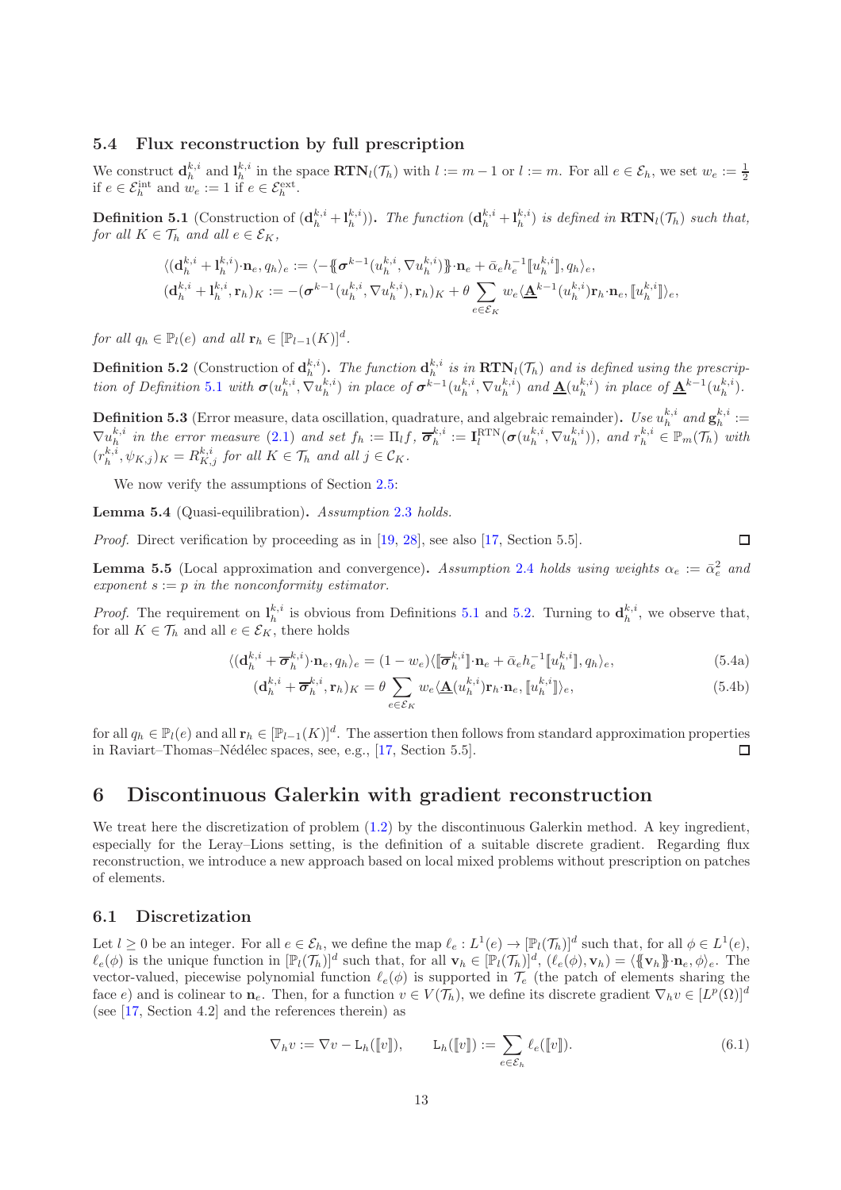### 5.4 Flux reconstruction by full prescription

We construct $\mathbf{d}_h^{k,i}$ and $\mathbf{l}_h^{k,i}$ in the space $\mathbf{RTN}_l(\mathcal{T}_h)$ with $l := m-1$ or $l := m$. For all $e \in \mathcal{E}_h$, we set $w_e := \frac{1}{2}$ if $e \in \mathcal{E}_h^{\rm int}$ and $w_e := 1$ if $e \in \mathcal{E}_h^{\rm ext}$.

**Definition 5.1** (Construction of $(\mathbf{d}_h^{k,i} + \mathbf{l}_h^{k,i})$). *The function $(\mathbf{d}_h^{k,i} + \mathbf{l}_h^{k,i})$ is defined in $\mathbf{RTN}_l(\mathcal{T}_h)$ such that, for all $K \in \mathcal{T}_h$ and all $e \in \mathcal{E}_K$,*

$$\langle (\mathbf{d}_h^{k,i} + \mathbf{l}_h^{k,i}) \cdot \mathbf{n}_e, q_h \rangle_e := \langle -\{\!\{ \boldsymbol{\sigma}^{k-1}(u_h^{k,i}, \nabla u_h^{k,i}) \}\!\} \cdot \mathbf{n}_e + \bar{\alpha}_e h_e^{-1} [\![ u_h^{k,i} ]\!], q_h \rangle_e,$$
$$(\mathbf{d}_h^{k,i} + \mathbf{l}_h^{k,i}, \mathbf{r}_h)_K := -(\boldsymbol{\sigma}^{k-1}(u_h^{k,i}, \nabla u_h^{k,i}), \mathbf{r}_h)_K + \theta \sum_{e \in \mathcal{E}_K} w_e \langle \underline{\mathbf{A}}^{k-1}(u_h^{k,i}) \mathbf{r}_h \cdot \mathbf{n}_e, [\![ u_h^{k,i} ]\!] \rangle_e,$$

*for all $q_h \in \mathbb{P}_l(e)$ and all $\mathbf{r}_h \in [\mathbb{P}_{l-1}(K)]^d$.*

**Definition 5.2** (Construction of $\mathbf{d}_h^{k,i}$). *The function $\mathbf{d}_h^{k,i}$ is in $\mathbf{RTN}_l(\mathcal{T}_h)$ and is defined using the prescription of Definition 5.1 with $\boldsymbol{\sigma}(u_h^{k,i}, \nabla u_h^{k,i})$ in place of $\boldsymbol{\sigma}^{k-1}(u_h^{k,i}, \nabla u_h^{k,i})$ and $\underline{\mathbf{A}}(u_h^{k,i})$ in place of $\underline{\mathbf{A}}^{k-1}(u_h^{k,i})$.*

**Definition 5.3** (Error measure, data oscillation, quadrature, and algebraic remainder). *Use $u_h^{k,i}$ and $\mathbf{g}_h^{k,i} := \nabla u_h^{k,i}$ in the error measure (2.1) and set $f_h := \Pi_l f$, $\overline{\boldsymbol{\sigma}}_h^{k,i} := \mathbf{I}_l^{\rm RTN}(\boldsymbol{\sigma}(u_h^{k,i}, \nabla u_h^{k,i}))$, and $r_h^{k,i} \in \mathbb{P}_m(\mathcal{T}_h)$ with $(r_h^{k,i}, \psi_{K,j})_K = R_{K,j}^{k,i}$ for all $K \in \mathcal{T}_h$ and all $j \in \mathcal{C}_K$.*

We now verify the assumptions of Section 2.5:

**Lemma 5.4** (Quasi-equilibration). *Assumption 2.3 holds.*

*Proof.* Direct verification by proceeding as in [19, 28], see also [17, Section 5.5]. ∎

**Lemma 5.5** (Local approximation and convergence). *Assumption 2.4 holds using weights $\alpha_e := \bar{\alpha}_e^2$ and exponent $s := p$ in the nonconformity estimator.*

*Proof.* The requirement on $\mathbf{l}_h^{k,i}$ is obvious from Definitions 5.1 and 5.2. Turning to $\mathbf{d}_h^{k,i}$, we observe that, for all $K \in \mathcal{T}_h$ and all $e \in \mathcal{E}_K$, there holds

$$\langle (\mathbf{d}_h^{k,i} + \overline{\boldsymbol{\sigma}}_h^{k,i}) \cdot \mathbf{n}_e, q_h \rangle_e = (1 - w_e) \langle [\![ \overline{\boldsymbol{\sigma}}_h^{k,i} ]\!] \cdot \mathbf{n}_e + \bar{\alpha}_e h_e^{-1} [\![ u_h^{k,i} ]\!], q_h \rangle_e, \tag{5.4a}$$
$$(\mathbf{d}_h^{k,i} + \overline{\boldsymbol{\sigma}}_h^{k,i}, \mathbf{r}_h)_K = \theta \sum_{e \in \mathcal{E}_K} w_e \langle \underline{\mathbf{A}}(u_h^{k,i}) \mathbf{r}_h \cdot \mathbf{n}_e, [\![ u_h^{k,i} ]\!] \rangle_e, \tag{5.4b}$$

for all $q_h \in \mathbb{P}_l(e)$ and all $\mathbf{r}_h \in [\mathbb{P}_{l-1}(K)]^d$. The assertion then follows from standard approximation properties in Raviart–Thomas–Nédélec spaces, see, e.g., [17, Section 5.5]. ∎

## 6 Discontinuous Galerkin with gradient reconstruction

We treat here the discretization of problem (1.2) by the discontinuous Galerkin method. A key ingredient, especially for the Leray–Lions setting, is the definition of a suitable discrete gradient. Regarding flux reconstruction, we introduce a new approach based on local mixed problems without prescription on patches of elements.

### 6.1 Discretization

Let $l \geq 0$ be an integer. For all $e \in \mathcal{E}_h$, we define the map $\ell_e : L^1(e) \to [\mathbb{P}_l(\mathcal{T}_h)]^d$ such that, for all $\phi \in L^1(e)$, $\ell_e(\phi)$ is the unique function in $[\mathbb{P}_l(\mathcal{T}_h)]^d$ such that, for all $\mathbf{v}_h \in [\mathbb{P}_l(\mathcal{T}_h)]^d$, $(\ell_e(\phi), \mathbf{v}_h) = \langle \{\!\{ \mathbf{v}_h \}\!\} \cdot \mathbf{n}_e, \phi \rangle_e$. The vector-valued, piecewise polynomial function $\ell_e(\phi)$ is supported in $\mathcal{T}_e$ (the patch of elements sharing the face $e$) and is colinear to $\mathbf{n}_e$. Then, for a function $v \in V(\mathcal{T}_h)$, we define its discrete gradient $\nabla_h v \in [L^p(\Omega)]^d$ (see [17, Section 4.2] and the references therein) as

$$\nabla_h v := \nabla v - \mathtt{L}_h([\![ v ]\!]), \qquad \mathtt{L}_h([\![ v ]\!]) := \sum_{e \in \mathcal{E}_h} \ell_e([\![ v ]\!]). \tag{6.1}$$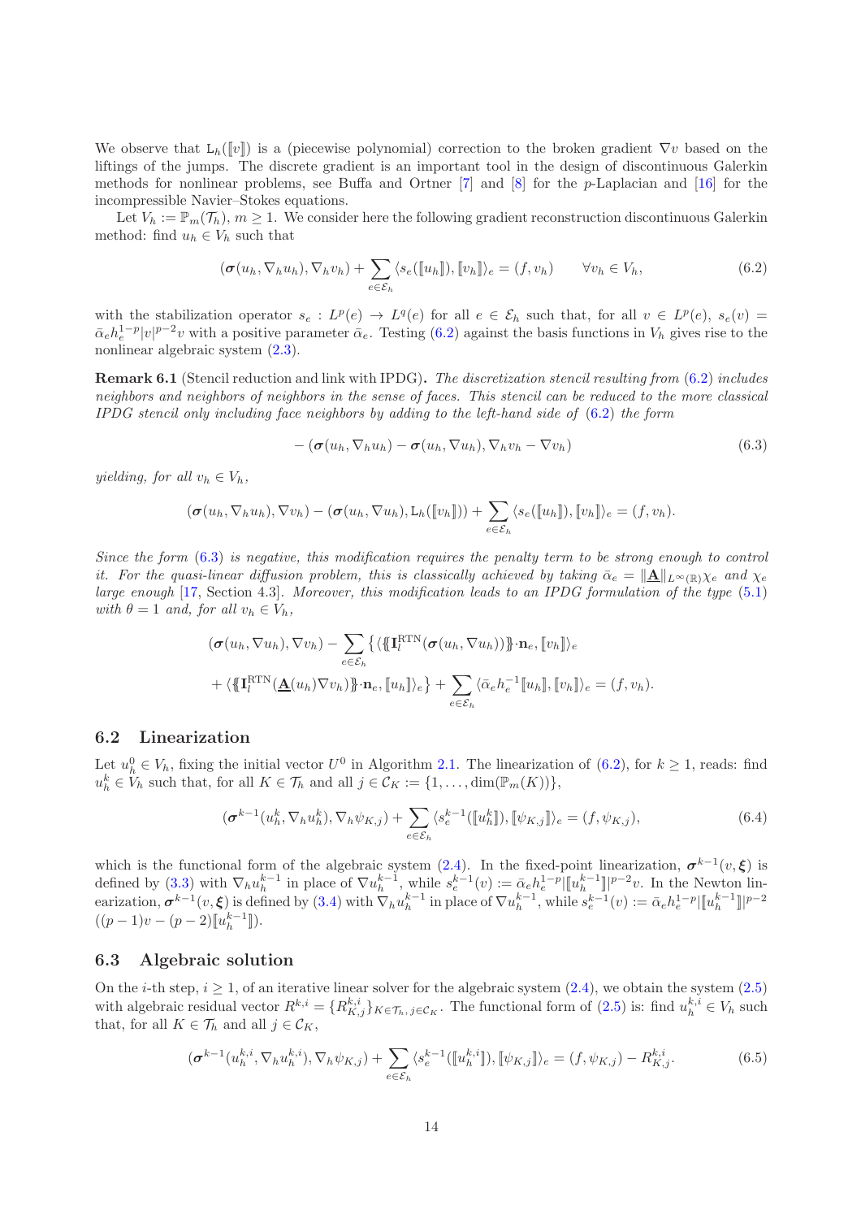We observe that $\mathtt{L}_h([\![v]\!])$ is a (piecewise polynomial) correction to the broken gradient $\nabla v$ based on the liftings of the jumps. The discrete gradient is an important tool in the design of discontinuous Galerkin methods for nonlinear problems, see Buffa and Ortner [7] and [8] for the $p$-Laplacian and [16] for the incompressible Navier–Stokes equations.

Let $V_h := \mathbb{P}_m(\mathcal{T}_h)$, $m \geq 1$. We consider here the following gradient reconstruction discontinuous Galerkin method: find $u_h \in V_h$ such that

$$(\boldsymbol{\sigma}(u_h, \nabla_h u_h), \nabla_h v_h) + \sum_{e\in\mathcal{E}_h} \langle s_e([\![u_h]\!]), [\![v_h]\!]\rangle_e = (f, v_h) \qquad \forall v_h \in V_h, \tag{6.2}$$

with the stabilization operator $s_e : L^p(e) \to L^q(e)$ for all $e \in \mathcal{E}_h$ such that, for all $v \in L^p(e)$, $s_e(v) = \bar{\alpha}_e h_e^{1-p}|v|^{p-2}v$ with a positive parameter $\bar{\alpha}_e$. Testing (6.2) against the basis functions in $V_h$ gives rise to the nonlinear algebraic system (2.3).

**Remark 6.1** (Stencil reduction and link with IPDG). *The discretization stencil resulting from (6.2) includes neighbors and neighbors of neighbors in the sense of faces. This stencil can be reduced to the more classical IPDG stencil only including face neighbors by adding to the left-hand side of (6.2) the form*

$$-(\boldsymbol{\sigma}(u_h, \nabla_h u_h) - \boldsymbol{\sigma}(u_h, \nabla u_h), \nabla_h v_h - \nabla v_h) \tag{6.3}$$

*yielding, for all $v_h \in V_h$,*

$$(\boldsymbol{\sigma}(u_h, \nabla_h u_h), \nabla v_h) - (\boldsymbol{\sigma}(u_h, \nabla u_h), \mathtt{L}_h([\![v_h]\!])) + \sum_{e\in\mathcal{E}_h} \langle s_e([\![u_h]\!]), [\![v_h]\!]\rangle_e = (f, v_h).$$

*Since the form (6.3) is negative, this modification requires the penalty term to be strong enough to control it. For the quasi-linear diffusion problem, this is classically achieved by taking $\bar{\alpha}_e = \|\underline{\mathbf{A}}\|_{L^\infty(\mathbb{R})}\chi_e$ and $\chi_e$ large enough [17, Section 4.3]. Moreover, this modification leads to an IPDG formulation of the type (5.1) with $\theta = 1$ and, for all $v_h \in V_h$,*

$$\begin{aligned}
&(\boldsymbol{\sigma}(u_h, \nabla u_h), \nabla v_h) - \sum_{e\in\mathcal{E}_h} \{\langle \{\!\{\mathbf{I}_l^{\mathrm{RTN}}(\boldsymbol{\sigma}(u_h, \nabla u_h))\}\!\}\cdot\mathbf{n}_e, [\![v_h]\!]\rangle_e \\
&\quad + \langle \{\!\{\mathbf{I}_l^{\mathrm{RTN}}(\underline{\mathbf{A}}(u_h)\nabla v_h)\}\!\}\cdot\mathbf{n}_e, [\![u_h]\!]\rangle_e\} + \sum_{e\in\mathcal{E}_h} \langle \bar{\alpha}_e h_e^{-1}[\![u_h]\!], [\![v_h]\!]\rangle_e = (f, v_h).
\end{aligned}$$

## 6.2 Linearization

Let $u_h^0 \in V_h$, fixing the initial vector $U^0$ in Algorithm 2.1. The linearization of (6.2), for $k \geq 1$, reads: find $u_h^k \in V_h$ such that, for all $K \in \mathcal{T}_h$ and all $j \in \mathcal{C}_K := \{1, \ldots, \dim(\mathbb{P}_m(K))\}$,

$$(\boldsymbol{\sigma}^{k-1}(u_h^k, \nabla_h u_h^k), \nabla_h \psi_{K,j}) + \sum_{e\in\mathcal{E}_h} \langle s_e^{k-1}([\![u_h^k]\!]), [\![\psi_{K,j}]\!]\rangle_e = (f, \psi_{K,j}), \tag{6.4}$$

which is the functional form of the algebraic system (2.4). In the fixed-point linearization, $\boldsymbol{\sigma}^{k-1}(v, \boldsymbol{\xi})$ is defined by (3.3) with $\nabla_h u_h^{k-1}$ in place of $\nabla u_h^{k-1}$, while $s_e^{k-1}(v) := \bar{\alpha}_e h_e^{1-p}|[\![u_h^{k-1}]\!]|^{p-2}v$. In the Newton linearization, $\boldsymbol{\sigma}^{k-1}(v, \boldsymbol{\xi})$ is defined by (3.4) with $\nabla_h u_h^{k-1}$ in place of $\nabla u_h^{k-1}$, while $s_e^{k-1}(v) := \bar{\alpha}_e h_e^{1-p}|[\![u_h^{k-1}]\!]|^{p-2}$ $((p-1)v - (p-2)[\![u_h^{k-1}]\!])$.

## 6.3 Algebraic solution

On the $i$-th step, $i \geq 1$, of an iterative linear solver for the algebraic system (2.4), we obtain the system (2.5) with algebraic residual vector $R^{k,i} = \{R_{K,j}^{k,i}\}_{K\in\mathcal{T}_h, j\in\mathcal{C}_K}$. The functional form of (2.5) is: find $u_h^{k,i} \in V_h$ such that, for all $K \in \mathcal{T}_h$ and all $j \in \mathcal{C}_K$,

$$(\boldsymbol{\sigma}^{k-1}(u_h^{k,i}, \nabla_h u_h^{k,i}), \nabla_h \psi_{K,j}) + \sum_{e\in\mathcal{E}_h} \langle s_e^{k-1}([\![u_h^{k,i}]\!]), [\![\psi_{K,j}]\!]\rangle_e = (f, \psi_{K,j}) - R_{K,j}^{k,i}. \tag{6.5}$$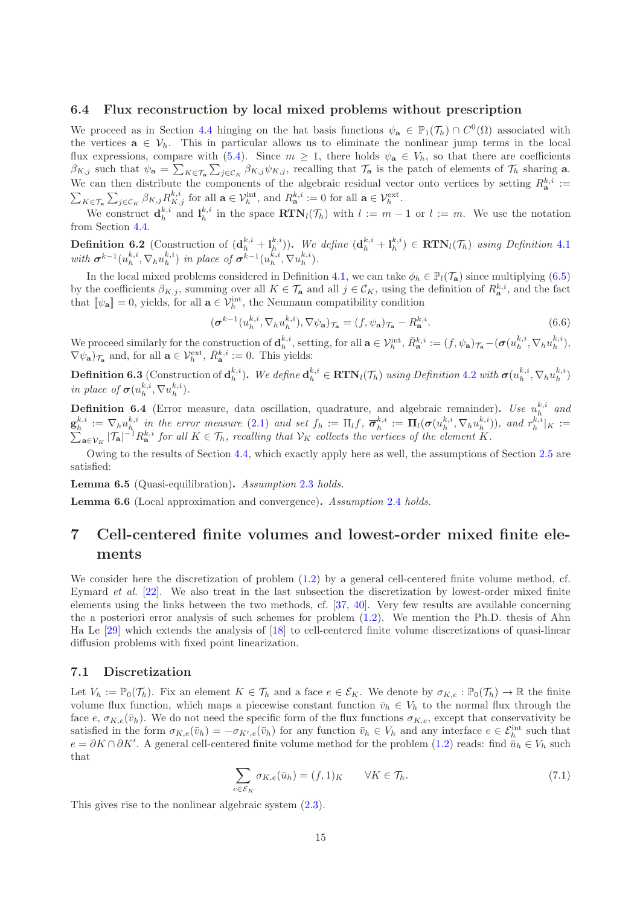### 6.4 Flux reconstruction by local mixed problems without prescription

We proceed as in Section 4.4 hinging on the hat basis functions $\psi_{\mathbf{a}} \in \mathbb{P}_1(\mathcal{T}_h) \cap C^0(\Omega)$ associated with the vertices $\mathbf{a} \in \mathcal{V}_h$. This in particular allows us to eliminate the nonlinear jump terms in the local flux expressions, compare with (5.4). Since $m \geq 1$, there holds $\psi_{\mathbf{a}} \in V_h$, so that there are coefficients $\beta_{K,j}$ such that $\psi_{\mathbf{a}} = \sum_{K \in \mathcal{T}_{\mathbf{a}}} \sum_{j \in \mathcal{C}_K} \beta_{K,j} \psi_{K,j}$, recalling that $\mathcal{T}_{\mathbf{a}}$ is the patch of elements of $\mathcal{T}_h$ sharing $\mathbf{a}$. We can then distribute the components of the algebraic residual vector onto vertices by setting $R_{\mathbf{a}}^{k,i} := \sum_{K \in \mathcal{T}_{\mathbf{a}}} \sum_{j \in \mathcal{C}_K} \beta_{K,j} R_{K,j}^{k,i}$ for all $\mathbf{a} \in \mathcal{V}_h^{\mathrm{int}}$, and $R_{\mathbf{a}}^{k,i} := 0$ for all $\mathbf{a} \in \mathcal{V}_h^{\mathrm{ext}}$.

We construct $\mathbf{d}_h^{k,i}$ and $\mathbf{l}_h^{k,i}$ in the space $\mathbf{RTN}_l(\mathcal{T}_h)$ with $l := m-1$ or $l := m$. We use the notation from Section 4.4.

**Definition 6.2** (Construction of $(\mathbf{d}_h^{k,i} + \mathbf{l}_h^{k,i})$)**.** *We define $(\mathbf{d}_h^{k,i} + \mathbf{l}_h^{k,i}) \in \mathbf{RTN}_l(\mathcal{T}_h)$ using Definition 4.1 with $\boldsymbol{\sigma}^{k-1}(u_h^{k,i}, \nabla_h u_h^{k,i})$ in place of $\boldsymbol{\sigma}^{k-1}(u_h^{k,i}, \nabla u_h^{k,i})$.*

In the local mixed problems considered in Definition 4.1, we can take $\phi_h \in \mathbb{P}_l(\mathcal{T}_{\mathbf{a}})$ since multiplying (6.5) by the coefficients $\beta_{K,j}$, summing over all $K \in \mathcal{T}_{\mathbf{a}}$ and all $j \in \mathcal{C}_K$, using the definition of $R_{\mathbf{a}}^{k,i}$, and the fact that $[\![\psi_{\mathbf{a}}]\!] = 0$, yields, for all $\mathbf{a} \in \mathcal{V}_h^{\mathrm{int}}$, the Neumann compatibility condition

$$(\boldsymbol{\sigma}^{k-1}(u_h^{k,i}, \nabla_h u_h^{k,i}), \nabla \psi_{\mathbf{a}})_{\mathcal{T}_{\mathbf{a}}} = (f, \psi_{\mathbf{a}})_{\mathcal{T}_{\mathbf{a}}} - R_{\mathbf{a}}^{k,i}. \tag{6.6}$$

We proceed similarly for the construction of $\mathbf{d}_h^{k,i}$, setting, for all $\mathbf{a} \in \mathcal{V}_h^{\mathrm{int}}$, $\bar{R}_{\mathbf{a}}^{k,i} := (f, \psi_{\mathbf{a}})_{\mathcal{T}_{\mathbf{a}}} - (\boldsymbol{\sigma}(u_h^{k,i}, \nabla_h u_h^{k,i}), \nabla \psi_{\mathbf{a}})_{\mathcal{T}_{\mathbf{a}}}$ and, for all $\mathbf{a} \in \mathcal{V}_h^{\mathrm{ext}}$, $\bar{R}_{\mathbf{a}}^{k,i} := 0$. This yields:

**Definition 6.3** (Construction of $\mathbf{d}_h^{k,i}$)**.** *We define $\mathbf{d}_h^{k,i} \in \mathbf{RTN}_l(\mathcal{T}_h)$ using Definition 4.2 with $\boldsymbol{\sigma}(u_h^{k,i}, \nabla_h u_h^{k,i})$ in place of $\boldsymbol{\sigma}(u_h^{k,i}, \nabla u_h^{k,i})$.*

**Definition 6.4** (Error measure, data oscillation, quadrature, and algebraic remainder)**.** *Use $u_h^{k,i}$ and $\mathbf{g}_h^{k,i} := \nabla_h u_h^{k,i}$ in the error measure (2.1) and set $f_h := \Pi_l f$, $\overline{\boldsymbol{\sigma}}_h^{k,i} := \boldsymbol{\Pi}_l(\boldsymbol{\sigma}(u_h^{k,i}, \nabla_h u_h^{k,i}))$, and $r_h^{k,i}|_K := \sum_{\mathbf{a} \in \mathcal{V}_K} |\mathcal{T}_{\mathbf{a}}|^{-1} R_{\mathbf{a}}^{k,i}$ for all $K \in \mathcal{T}_h$, recalling that $\mathcal{V}_K$ collects the vertices of the element $K$.*

Owing to the results of Section 4.4, which exactly apply here as well, the assumptions of Section 2.5 are satisfied:

**Lemma 6.5** (Quasi-equilibration)**.** *Assumption 2.3 holds.*

**Lemma 6.6** (Local approximation and convergence)**.** *Assumption 2.4 holds.*

## 7 Cell-centered finite volumes and lowest-order mixed finite elements

We consider here the discretization of problem (1.2) by a general cell-centered finite volume method, cf. Eymard *et al.* [22]. We also treat in the last subsection the discretization by lowest-order mixed finite elements using the links between the two methods, cf. [37, 40]. Very few results are available concerning the a posteriori error analysis of such schemes for problem (1.2). We mention the Ph.D. thesis of Ahn Ha Le [29] which extends the analysis of [18] to cell-centered finite volume discretizations of quasi-linear diffusion problems with fixed point linearization.

### 7.1 Discretization

Let $V_h := \mathbb{P}_0(\mathcal{T}_h)$. Fix an element $K \in \mathcal{T}_h$ and a face $e \in \mathcal{E}_K$. We denote by $\sigma_{K,e} : \mathbb{P}_0(\mathcal{T}_h) \to \mathbb{R}$ the finite volume flux function, which maps a piecewise constant function $\bar{v}_h \in V_h$ to the normal flux through the face $e$, $\sigma_{K,e}(\bar{v}_h)$. We do not need the specific form of the flux functions $\sigma_{K,e}$, except that conservativity be satisfied in the form $\sigma_{K,e}(\bar{v}_h) = -\sigma_{K',e}(\bar{v}_h)$ for any function $\bar{v}_h \in V_h$ and any interface $e \in \mathcal{E}_h^{\mathrm{int}}$ such that $e = \partial K \cap \partial K'$. A general cell-centered finite volume method for the problem (1.2) reads: find $\bar{u}_h \in V_h$ such that

$$\sum_{e \in \mathcal{E}_K} \sigma_{K,e}(\bar{u}_h) = (f, 1)_K \qquad \forall K \in \mathcal{T}_h. \tag{7.1}$$

This gives rise to the nonlinear algebraic system (2.3).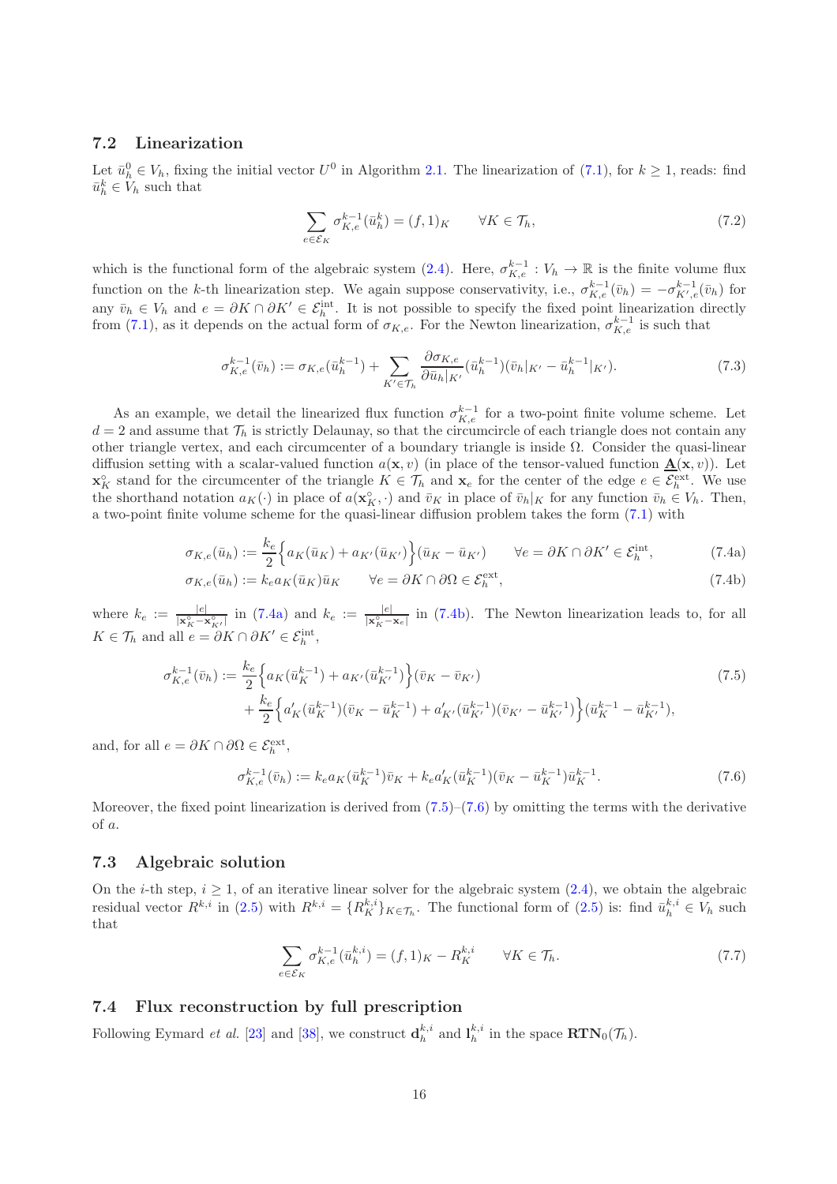## 7.2 Linearization

Let $\bar{u}_h^0 \in V_h$, fixing the initial vector $U^0$ in Algorithm 2.1. The linearization of (7.1), for $k \geq 1$, reads: find $\bar{u}_h^k \in V_h$ such that

$$\sum_{e \in \mathcal{E}_K} \sigma_{K,e}^{k-1}(\bar{u}_h^k) = (f, 1)_K \qquad \forall K \in \mathcal{T}_h, \tag{7.2}$$

which is the functional form of the algebraic system (2.4). Here, $\sigma_{K,e}^{k-1} : V_h \to \mathbb{R}$ is the finite volume flux function on the $k$-th linearization step. We again suppose conservativity, i.e., $\sigma_{K,e}^{k-1}(\bar{v}_h) = -\sigma_{K',e}^{k-1}(\bar{v}_h)$ for any $\bar{v}_h \in V_h$ and $e = \partial K \cap \partial K' \in \mathcal{E}_h^{\mathrm{int}}$. It is not possible to specify the fixed point linearization directly from (7.1), as it depends on the actual form of $\sigma_{K,e}$. For the Newton linearization, $\sigma_{K,e}^{k-1}$ is such that

$$\sigma_{K,e}^{k-1}(\bar{v}_h) := \sigma_{K,e}(\bar{u}_h^{k-1}) + \sum_{K' \in \mathcal{T}_h} \frac{\partial \sigma_{K,e}}{\partial \bar{u}_h|_{K'}}(\bar{u}_h^{k-1})(\bar{v}_h|_{K'} - \bar{u}_h^{k-1}|_{K'}). \tag{7.3}$$

As an example, we detail the linearized flux function $\sigma_{K,e}^{k-1}$ for a two-point finite volume scheme. Let $d = 2$ and assume that $\mathcal{T}_h$ is strictly Delaunay, so that the circumcircle of each triangle does not contain any other triangle vertex, and each circumcenter of a boundary triangle is inside $\Omega$. Consider the quasi-linear diffusion setting with a scalar-valued function $a(\mathbf{x}, v)$ (in place of the tensor-valued function $\underline{\mathbf{A}}(\mathbf{x}, v)$). Let $\mathbf{x}_K^\circ$ stand for the circumcenter of the triangle $K \in \mathcal{T}_h$ and $\mathbf{x}_e$ for the center of the edge $e \in \mathcal{E}_h^{\mathrm{ext}}$. We use the shorthand notation $a_K(\cdot)$ in place of $a(\mathbf{x}_K^\circ, \cdot)$ and $\bar{v}_K$ in place of $\bar{v}_h|_K$ for any function $\bar{v}_h \in V_h$. Then, a two-point finite volume scheme for the quasi-linear diffusion problem takes the form (7.1) with

$$\sigma_{K,e}(\bar{u}_h) := \frac{k_e}{2}\Big\{a_K(\bar{u}_K) + a_{K'}(\bar{u}_{K'})\Big\}(\bar{u}_K - \bar{u}_{K'}) \qquad \forall e = \partial K \cap \partial K' \in \mathcal{E}_h^{\mathrm{int}}, \tag{7.4a}$$

$$\sigma_{K,e}(\bar{u}_h) := k_e a_K(\bar{u}_K)\bar{u}_K \qquad \forall e = \partial K \cap \partial\Omega \in \mathcal{E}_h^{\mathrm{ext}}, \tag{7.4b}$$

where $k_e := \frac{|e|}{|\mathbf{x}_K^\circ - \mathbf{x}_{K'}^\circ|}$ in (7.4a) and $k_e := \frac{|e|}{|\mathbf{x}_K^\circ - \mathbf{x}_e|}$ in (7.4b). The Newton linearization leads to, for all $K \in \mathcal{T}_h$ and all $e = \partial K \cap \partial K' \in \mathcal{E}_h^{\mathrm{int}}$,

$$\begin{aligned}
\sigma_{K,e}^{k-1}(\bar{v}_h) := \; & \frac{k_e}{2}\Big\{a_K(\bar{u}_K^{k-1}) + a_{K'}(\bar{u}_{K'}^{k-1})\Big\}(\bar{v}_K - \bar{v}_{K'}) \\
& + \frac{k_e}{2}\Big\{a_K'(\bar{u}_K^{k-1})(\bar{v}_K - \bar{u}_K^{k-1}) + a_{K'}'(\bar{u}_{K'}^{k-1})(\bar{v}_{K'} - \bar{u}_{K'}^{k-1})\Big\}(\bar{u}_K^{k-1} - \bar{u}_{K'}^{k-1}),
\end{aligned} \tag{7.5}$$

and, for all $e = \partial K \cap \partial\Omega \in \mathcal{E}_h^{\mathrm{ext}}$,

$$\sigma_{K,e}^{k-1}(\bar{v}_h) := k_e a_K(\bar{u}_K^{k-1})\bar{v}_K + k_e a_K'(\bar{u}_K^{k-1})(\bar{v}_K - \bar{u}_K^{k-1})\bar{u}_K^{k-1}. \tag{7.6}$$

Moreover, the fixed point linearization is derived from (7.5)–(7.6) by omitting the terms with the derivative of $a$.

## 7.3 Algebraic solution

On the $i$-th step, $i \geq 1$, of an iterative linear solver for the algebraic system (2.4), we obtain the algebraic residual vector $R^{k,i}$ in (2.5) with $R^{k,i} = \{R_K^{k,i}\}_{K \in \mathcal{T}_h}$. The functional form of (2.5) is: find $\bar{u}_h^{k,i} \in V_h$ such that

$$\sum_{e \in \mathcal{E}_K} \sigma_{K,e}^{k-1}(\bar{u}_h^{k,i}) = (f, 1)_K - R_K^{k,i} \qquad \forall K \in \mathcal{T}_h. \tag{7.7}$$

## 7.4 Flux reconstruction by full prescription

Following Eymard *et al.* [23] and [38], we construct $\mathbf{d}_h^{k,i}$ and $\mathbf{l}_h^{k,i}$ in the space $\mathbf{RTN}_0(\mathcal{T}_h)$.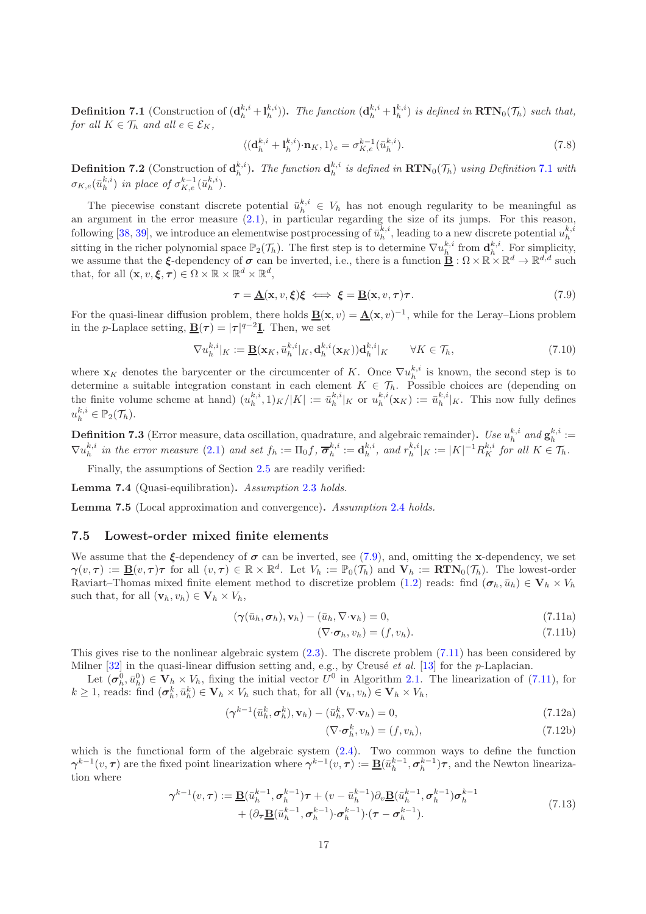**Definition 7.1** (Construction of $(\mathbf{d}_h^{k,i}+\mathbf{l}_h^{k,i})$)**.** *The function $(\mathbf{d}_h^{k,i}+\mathbf{l}_h^{k,i})$ is defined in $\mathbf{RTN}_0(\mathcal{T}_h)$ such that, for all $K \in \mathcal{T}_h$ and all $e \in \mathcal{E}_K$,*

$$\langle(\mathbf{d}_h^{k,i}+\mathbf{l}_h^{k,i}){\cdot}\mathbf{n}_K, 1\rangle_e = \sigma_{K,e}^{k-1}(\bar{u}_h^{k,i}). \tag{7.8}$$

**Definition 7.2** (Construction of $\mathbf{d}_h^{k,i}$)**.** *The function $\mathbf{d}_h^{k,i}$ is defined in $\mathbf{RTN}_0(\mathcal{T}_h)$ using Definition 7.1 with $\sigma_{K,e}(\bar{u}_h^{k,i})$ in place of $\sigma_{K,e}^{k-1}(\bar{u}_h^{k,i})$.*

The piecewise constant discrete potential $\bar{u}_h^{k,i} \in V_h$ has not enough regularity to be meaningful as an argument in the error measure (2.1), in particular regarding the size of its jumps. For this reason, following [38, 39], we introduce an elementwise postprocessing of $\bar{u}_h^{k,i}$, leading to a new discrete potential $u_h^{k,i}$ sitting in the richer polynomial space $\mathbb{P}_2(\mathcal{T}_h)$. The first step is to determine $\nabla u_h^{k,i}$ from $\mathbf{d}_h^{k,i}$. For simplicity, we assume that the $\boldsymbol{\xi}$-dependency of $\boldsymbol{\sigma}$ can be inverted, i.e., there is a function $\underline{\mathbf{B}} : \Omega \times \mathbb{R} \times \mathbb{R}^d \to \mathbb{R}^{d,d}$ such that, for all $(\mathbf{x}, v, \boldsymbol{\xi}, \boldsymbol{\tau}) \in \Omega \times \mathbb{R} \times \mathbb{R}^d \times \mathbb{R}^d$,

$$\boldsymbol{\tau} = \underline{\mathbf{A}}(\mathbf{x}, v, \boldsymbol{\xi})\boldsymbol{\xi} \iff \boldsymbol{\xi} = \underline{\mathbf{B}}(\mathbf{x}, v, \boldsymbol{\tau})\boldsymbol{\tau}. \tag{7.9}$$

For the quasi-linear diffusion problem, there holds $\underline{\mathbf{B}}(\mathbf{x}, v) = \underline{\mathbf{A}}(\mathbf{x}, v)^{-1}$, while for the Leray–Lions problem in the $p$-Laplace setting, $\underline{\mathbf{B}}(\boldsymbol{\tau}) = |\boldsymbol{\tau}|^{q-2}\underline{\mathbf{I}}$. Then, we set

$$\nabla u_h^{k,i}|_K := \underline{\mathbf{B}}(\mathbf{x}_K, \bar{u}_h^{k,i}|_K, \mathbf{d}_h^{k,i}(\mathbf{x}_K))\mathbf{d}_h^{k,i}|_K \qquad \forall K \in \mathcal{T}_h, \tag{7.10}$$

where $\mathbf{x}_K$ denotes the barycenter or the circumcenter of $K$. Once $\nabla u_h^{k,i}$ is known, the second step is to determine a suitable integration constant in each element $K \in \mathcal{T}_h$. Possible choices are (depending on the finite volume scheme at hand) $(u_h^{k,i}, 1)_K/|K| := \bar{u}_h^{k,i}|_K$ or $u_h^{k,i}(\mathbf{x}_K) := \bar{u}_h^{k,i}|_K$. This now fully defines $u_h^{k,i} \in \mathbb{P}_2(\mathcal{T}_h)$.

**Definition 7.3** (Error measure, data oscillation, quadrature, and algebraic remainder)**.** *Use $u_h^{k,i}$ and $\mathbf{g}_h^{k,i} := \nabla u_h^{k,i}$ in the error measure (2.1) and set $f_h := \Pi_0 f$, $\overline{\boldsymbol{\sigma}}_h^{k,i} := \mathbf{d}_h^{k,i}$, and $r_h^{k,i}|_K := |K|^{-1}R_K^{k,i}$ for all $K \in \mathcal{T}_h$.*

Finally, the assumptions of Section 2.5 are readily verified:

**Lemma 7.4** (Quasi-equilibration)**.** *Assumption 2.3 holds.*

**Lemma 7.5** (Local approximation and convergence)**.** *Assumption 2.4 holds.*

### 7.5 Lowest-order mixed finite elements

We assume that the $\boldsymbol{\xi}$-dependency of $\boldsymbol{\sigma}$ can be inverted, see (7.9), and, omitting the $\mathbf{x}$-dependency, we set $\boldsymbol{\gamma}(v, \boldsymbol{\tau}) := \underline{\mathbf{B}}(v, \boldsymbol{\tau})\boldsymbol{\tau}$ for all $(v, \boldsymbol{\tau}) \in \mathbb{R} \times \mathbb{R}^d$. Let $V_h := \mathbb{P}_0(\mathcal{T}_h)$ and $\mathbf{V}_h := \mathbf{RTN}_0(\mathcal{T}_h)$. The lowest-order Raviart–Thomas mixed finite element method to discretize problem (1.2) reads: find $(\boldsymbol{\sigma}_h, \bar{u}_h) \in \mathbf{V}_h \times V_h$ such that, for all $(\mathbf{v}_h, v_h) \in \mathbf{V}_h \times V_h$,

$$(\boldsymbol{\gamma}(\bar{u}_h, \boldsymbol{\sigma}_h), \mathbf{v}_h) - (\bar{u}_h, \nabla{\cdot}\mathbf{v}_h) = 0, \tag{7.11a}$$

$$(\nabla{\cdot}\boldsymbol{\sigma}_h, v_h) = (f, v_h). \tag{7.11b}$$

This gives rise to the nonlinear algebraic system (2.3). The discrete problem (7.11) has been considered by Milner [32] in the quasi-linear diffusion setting and, e.g., by Creusé *et al.* [13] for the $p$-Laplacian.

Let $(\boldsymbol{\sigma}_h^0, \bar{u}_h^0) \in \mathbf{V}_h \times V_h$, fixing the initial vector $U^0$ in Algorithm 2.1. The linearization of (7.11), for $k \geq 1$, reads: find $(\boldsymbol{\sigma}_h^k, \bar{u}_h^k) \in \mathbf{V}_h \times V_h$ such that, for all $(\mathbf{v}_h, v_h) \in \mathbf{V}_h \times V_h$,

$$(\boldsymbol{\gamma}^{k-1}(\bar{u}_h^k, \boldsymbol{\sigma}_h^k), \mathbf{v}_h) - (\bar{u}_h^k, \nabla{\cdot}\mathbf{v}_h) = 0, \tag{7.12a}$$

$$(\nabla{\cdot}\boldsymbol{\sigma}_h^k, v_h) = (f, v_h), \tag{7.12b}$$

which is the functional form of the algebraic system (2.4). Two common ways to define the function $\boldsymbol{\gamma}^{k-1}(v, \boldsymbol{\tau})$ are the fixed point linearization where $\boldsymbol{\gamma}^{k-1}(v, \boldsymbol{\tau}) := \underline{\mathbf{B}}(\bar{u}_h^{k-1}, \boldsymbol{\sigma}_h^{k-1})\boldsymbol{\tau}$, and the Newton linearization where

$$\begin{aligned}\boldsymbol{\gamma}^{k-1}(v, \boldsymbol{\tau}) := {} & \underline{\mathbf{B}}(\bar{u}_h^{k-1}, \boldsymbol{\sigma}_h^{k-1})\boldsymbol{\tau} + (v - \bar{u}_h^{k-1})\partial_v\underline{\mathbf{B}}(\bar{u}_h^{k-1}, \boldsymbol{\sigma}_h^{k-1})\boldsymbol{\sigma}_h^{k-1} \\ & + (\partial_{\boldsymbol{\tau}}\underline{\mathbf{B}}(\bar{u}_h^{k-1}, \boldsymbol{\sigma}_h^{k-1}){\cdot}\boldsymbol{\sigma}_h^{k-1}){\cdot}(\boldsymbol{\tau} - \boldsymbol{\sigma}_h^{k-1}).\end{aligned} \tag{7.13}$$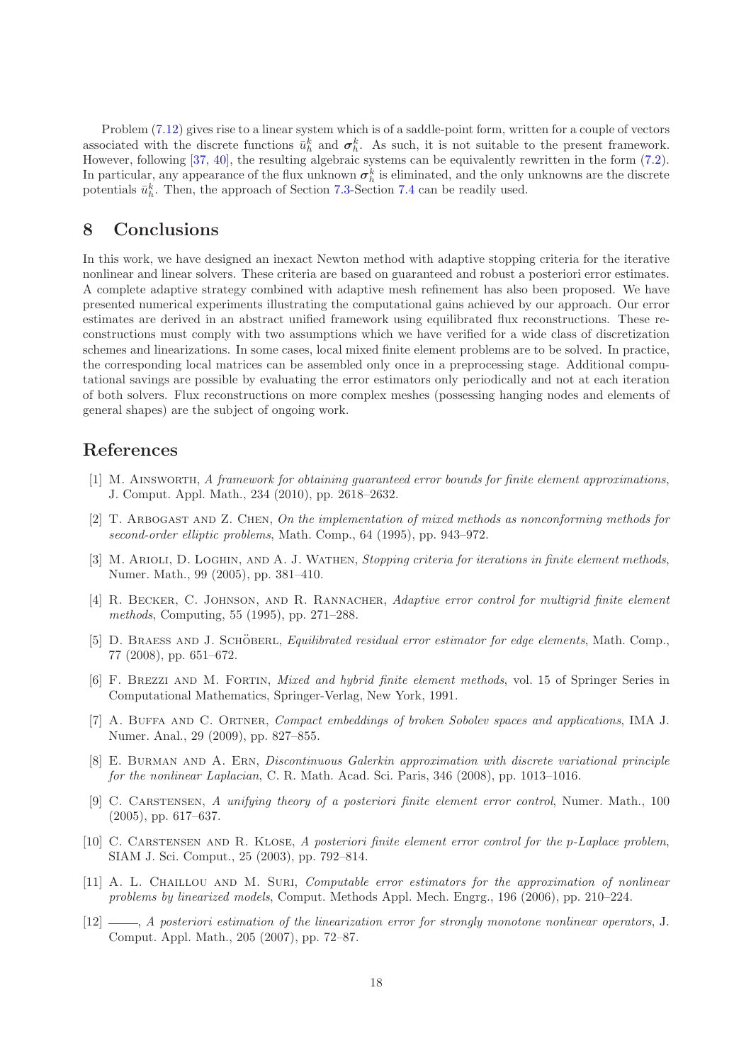Problem (7.12) gives rise to a linear system which is of a saddle-point form, written for a couple of vectors associated with the discrete functions $\bar{u}_h^k$ and $\boldsymbol{\sigma}_h^k$. As such, it is not suitable to the present framework. However, following [37, 40], the resulting algebraic systems can be equivalently rewritten in the form (7.2). In particular, any appearance of the flux unknown $\boldsymbol{\sigma}_h^k$ is eliminated, and the only unknowns are the discrete potentials $\bar{u}_h^k$. Then, the approach of Section 7.3-Section 7.4 can be readily used.

# 8 Conclusions

In this work, we have designed an inexact Newton method with adaptive stopping criteria for the iterative nonlinear and linear solvers. These criteria are based on guaranteed and robust a posteriori error estimates. A complete adaptive strategy combined with adaptive mesh refinement has also been proposed. We have presented numerical experiments illustrating the computational gains achieved by our approach. Our error estimates are derived in an abstract unified framework using equilibrated flux reconstructions. These reconstructions must comply with two assumptions which we have verified for a wide class of discretization schemes and linearizations. In some cases, local mixed finite element problems are to be solved. In practice, the corresponding local matrices can be assembled only once in a preprocessing stage. Additional computational savings are possible by evaluating the error estimators only periodically and not at each iteration of both solvers. Flux reconstructions on more complex meshes (possessing hanging nodes and elements of general shapes) are the subject of ongoing work.

# References

[1] M. Ainsworth, *A framework for obtaining guaranteed error bounds for finite element approximations*, J. Comput. Appl. Math., 234 (2010), pp. 2618–2632.

[2] T. Arbogast and Z. Chen, *On the implementation of mixed methods as nonconforming methods for second-order elliptic problems*, Math. Comp., 64 (1995), pp. 943–972.

[3] M. Arioli, D. Loghin, and A. J. Wathen, *Stopping criteria for iterations in finite element methods*, Numer. Math., 99 (2005), pp. 381–410.

[4] R. Becker, C. Johnson, and R. Rannacher, *Adaptive error control for multigrid finite element methods*, Computing, 55 (1995), pp. 271–288.

[5] D. Braess and J. Schöberl, *Equilibrated residual error estimator for edge elements*, Math. Comp., 77 (2008), pp. 651–672.

[6] F. Brezzi and M. Fortin, *Mixed and hybrid finite element methods*, vol. 15 of Springer Series in Computational Mathematics, Springer-Verlag, New York, 1991.

[7] A. Buffa and C. Ortner, *Compact embeddings of broken Sobolev spaces and applications*, IMA J. Numer. Anal., 29 (2009), pp. 827–855.

[8] E. Burman and A. Ern, *Discontinuous Galerkin approximation with discrete variational principle for the nonlinear Laplacian*, C. R. Math. Acad. Sci. Paris, 346 (2008), pp. 1013–1016.

[9] C. Carstensen, *A unifying theory of a posteriori finite element error control*, Numer. Math., 100 (2005), pp. 617–637.

[10] C. Carstensen and R. Klose, *A posteriori finite element error control for the p-Laplace problem*, SIAM J. Sci. Comput., 25 (2003), pp. 792–814.

[11] A. L. Chaillou and M. Suri, *Computable error estimators for the approximation of nonlinear problems by linearized models*, Comput. Methods Appl. Mech. Engrg., 196 (2006), pp. 210–224.

[12] ———, *A posteriori estimation of the linearization error for strongly monotone nonlinear operators*, J. Comput. Appl. Math., 205 (2007), pp. 72–87.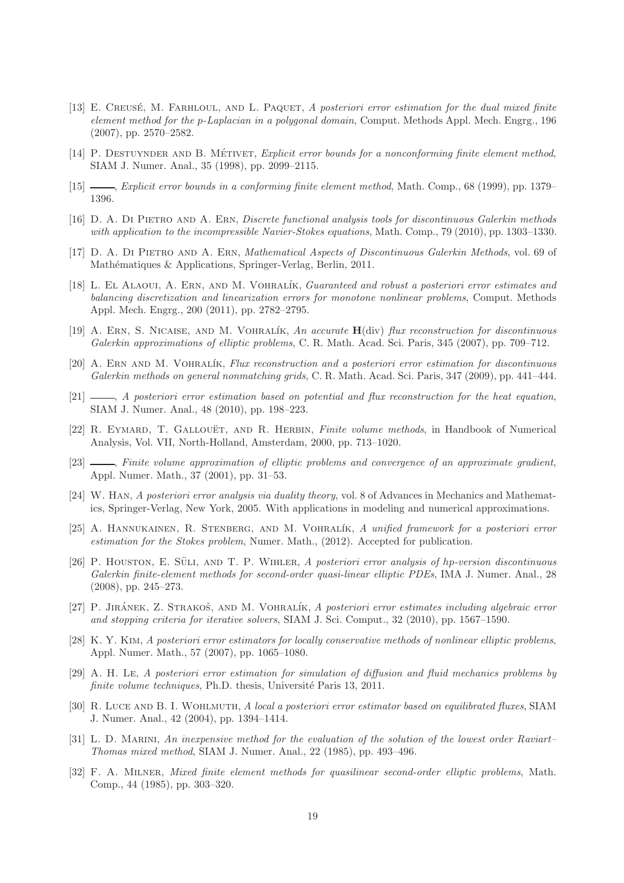[13] E. Creusé, M. Farhloul, and L. Paquet, *A posteriori error estimation for the dual mixed finite element method for the p-Laplacian in a polygonal domain*, Comput. Methods Appl. Mech. Engrg., 196 (2007), pp. 2570–2582.

[14] P. Destuynder and B. Métivet, *Explicit error bounds for a nonconforming finite element method*, SIAM J. Numer. Anal., 35 (1998), pp. 2099–2115.

[15] ——, *Explicit error bounds in a conforming finite element method*, Math. Comp., 68 (1999), pp. 1379–1396.

[16] D. A. Di Pietro and A. Ern, *Discrete functional analysis tools for discontinuous Galerkin methods with application to the incompressible Navier-Stokes equations*, Math. Comp., 79 (2010), pp. 1303–1330.

[17] D. A. Di Pietro and A. Ern, *Mathematical Aspects of Discontinuous Galerkin Methods*, vol. 69 of Mathématiques & Applications, Springer-Verlag, Berlin, 2011.

[18] L. El Alaoui, A. Ern, and M. Vohralík, *Guaranteed and robust a posteriori error estimates and balancing discretization and linearization errors for monotone nonlinear problems*, Comput. Methods Appl. Mech. Engrg., 200 (2011), pp. 2782–2795.

[19] A. Ern, S. Nicaise, and M. Vohralík, *An accurate* $\mathbf{H}(\mathrm{div})$ *flux reconstruction for discontinuous Galerkin approximations of elliptic problems*, C. R. Math. Acad. Sci. Paris, 345 (2007), pp. 709–712.

[20] A. Ern and M. Vohralík, *Flux reconstruction and a posteriori error estimation for discontinuous Galerkin methods on general nonmatching grids*, C. R. Math. Acad. Sci. Paris, 347 (2009), pp. 441–444.

[21] ——, *A posteriori error estimation based on potential and flux reconstruction for the heat equation*, SIAM J. Numer. Anal., 48 (2010), pp. 198–223.

[22] R. Eymard, T. Gallouët, and R. Herbin, *Finite volume methods*, in Handbook of Numerical Analysis, Vol. VII, North-Holland, Amsterdam, 2000, pp. 713–1020.

[23] ——, *Finite volume approximation of elliptic problems and convergence of an approximate gradient*, Appl. Numer. Math., 37 (2001), pp. 31–53.

[24] W. Han, *A posteriori error analysis via duality theory*, vol. 8 of Advances in Mechanics and Mathematics, Springer-Verlag, New York, 2005. With applications in modeling and numerical approximations.

[25] A. Hannukainen, R. Stenberg, and M. Vohralík, *A unified framework for a posteriori error estimation for the Stokes problem*, Numer. Math., (2012). Accepted for publication.

[26] P. Houston, E. Süli, and T. P. Wihler, *A posteriori error analysis of hp-version discontinuous Galerkin finite-element methods for second-order quasi-linear elliptic PDEs*, IMA J. Numer. Anal., 28 (2008), pp. 245–273.

[27] P. Jiránek, Z. Strakoš, and M. Vohralík, *A posteriori error estimates including algebraic error and stopping criteria for iterative solvers*, SIAM J. Sci. Comput., 32 (2010), pp. 1567–1590.

[28] K. Y. Kim, *A posteriori error estimators for locally conservative methods of nonlinear elliptic problems*, Appl. Numer. Math., 57 (2007), pp. 1065–1080.

[29] A. H. Le, *A posteriori error estimation for simulation of diffusion and fluid mechanics problems by finite volume techniques*, Ph.D. thesis, Université Paris 13, 2011.

[30] R. Luce and B. I. Wohlmuth, *A local a posteriori error estimator based on equilibrated fluxes*, SIAM J. Numer. Anal., 42 (2004), pp. 1394–1414.

[31] L. D. Marini, *An inexpensive method for the evaluation of the solution of the lowest order Raviart–Thomas mixed method*, SIAM J. Numer. Anal., 22 (1985), pp. 493–496.

[32] F. A. Milner, *Mixed finite element methods for quasilinear second-order elliptic problems*, Math. Comp., 44 (1985), pp. 303–320.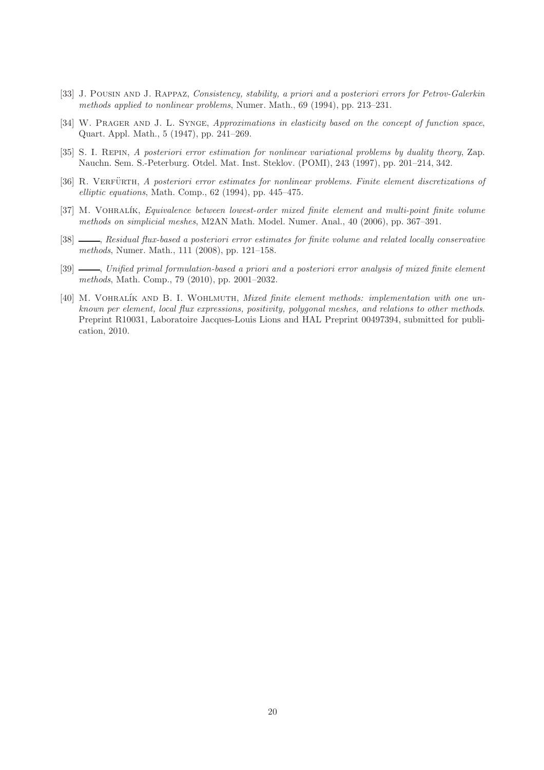[33] J. Pousin and J. Rappaz, *Consistency, stability, a priori and a posteriori errors for Petrov-Galerkin methods applied to nonlinear problems*, Numer. Math., 69 (1994), pp. 213–231.

[34] W. Prager and J. L. Synge, *Approximations in elasticity based on the concept of function space*, Quart. Appl. Math., 5 (1947), pp. 241–269.

[35] S. I. Repin, *A posteriori error estimation for nonlinear variational problems by duality theory*, Zap. Nauchn. Sem. S.-Peterburg. Otdel. Mat. Inst. Steklov. (POMI), 243 (1997), pp. 201–214, 342.

[36] R. Verfürth, *A posteriori error estimates for nonlinear problems. Finite element discretizations of elliptic equations*, Math. Comp., 62 (1994), pp. 445–475.

[37] M. Vohralík, *Equivalence between lowest-order mixed finite element and multi-point finite volume methods on simplicial meshes*, M2AN Math. Model. Numer. Anal., 40 (2006), pp. 367–391.

[38] ———, *Residual flux-based a posteriori error estimates for finite volume and related locally conservative methods*, Numer. Math., 111 (2008), pp. 121–158.

[39] ———, *Unified primal formulation-based a priori and a posteriori error analysis of mixed finite element methods*, Math. Comp., 79 (2010), pp. 2001–2032.

[40] M. Vohralík and B. I. Wohlmuth, *Mixed finite element methods: implementation with one unknown per element, local flux expressions, positivity, polygonal meshes, and relations to other methods.* Preprint R10031, Laboratoire Jacques-Louis Lions and HAL Preprint 00497394, submitted for publication, 2010.